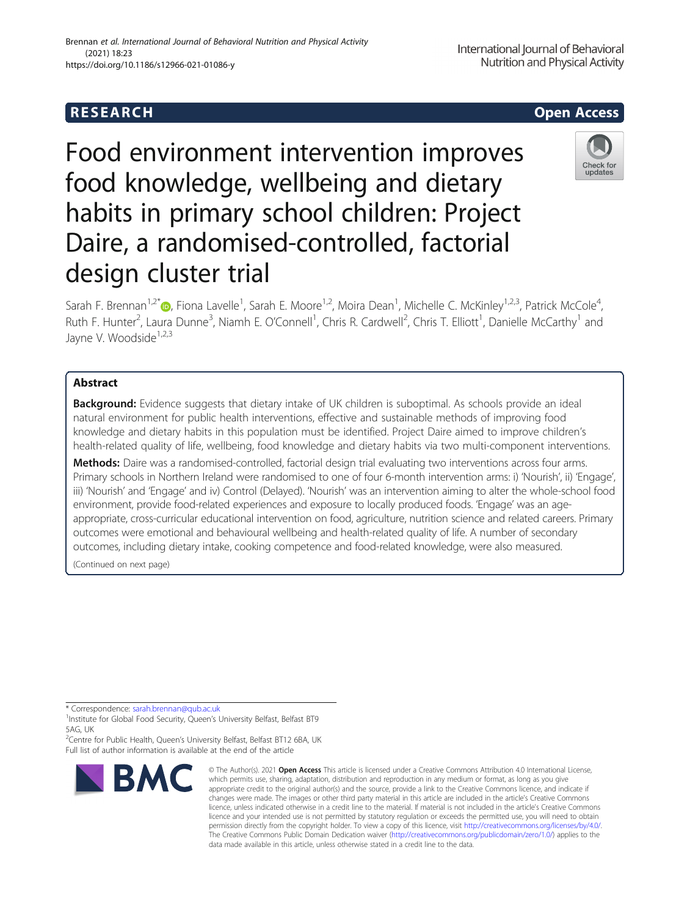RESEARCH Open Access

# Food environment intervention improves food knowledge, wellbeing and dietary habits in primary school children: Project Daire, a randomised-controlled, factorial design cluster trial

Sarah F. Brennan[1,2*], Fiona Lavelle[1], Sarah E. Moore[1,2], Moira Dean[1], Michelle C. McKinley[1,2,3], Patrick McCole[4], Ruth F. Hunter[2], Laura Dunne[3], Niamh E. O'Connell[1], Chris R. Cardwell[2], Chris T. Elliott[1], Danielle McCarthy[1] and Jayne V. Woodside[1,2,3]

## Abstract

**Background:** Evidence suggests that dietary intake of UK children is suboptimal. As schools provide an ideal natural environment for public health interventions, effective and sustainable methods of improving food knowledge and dietary habits in this population must be identified. Project Daire aimed to improve children's health-related quality of life, wellbeing, food knowledge and dietary habits via two multi-component interventions.

**Methods:** Daire was a randomised-controlled, factorial design trial evaluating two interventions across four arms. Primary schools in Northern Ireland were randomised to one of four 6-month intervention arms: i) 'Nourish', ii) 'Engage', iii) 'Nourish' and 'Engage' and iv) Control (Delayed). 'Nourish' was an intervention aiming to alter the whole-school food environment, provide food-related experiences and exposure to locally produced foods. 'Engage' was an age-appropriate, cross-curricular educational intervention on food, agriculture, nutrition science and related careers. Primary outcomes were emotional and behavioural wellbeing and health-related quality of life. A number of secondary outcomes, including dietary intake, cooking competence and food-related knowledge, were also measured.

(Continued on next page)

\* Correspondence: sarah.brennan@qub.ac.uk
[1]Institute for Global Food Security, Queen's University Belfast, Belfast BT9 5AG, UK
[2]Centre for Public Health, Queen's University Belfast, Belfast BT12 6BA, UK
Full list of author information is available at the end of the article

© The Author(s). 2021 **Open Access** This article is licensed under a Creative Commons Attribution 4.0 International License, which permits use, sharing, adaptation, distribution and reproduction in any medium or format, as long as you give appropriate credit to the original author(s) and the source, provide a link to the Creative Commons licence, and indicate if changes were made. The images or other third party material in this article are included in the article's Creative Commons licence, unless indicated otherwise in a credit line to the material. If material is not included in the article's Creative Commons licence and your intended use is not permitted by statutory regulation or exceeds the permitted use, you will need to obtain permission directly from the copyright holder. To view a copy of this licence, visit http://creativecommons.org/licenses/by/4.0/. The Creative Commons Public Domain Dedication waiver (http://creativecommons.org/publicdomain/zero/1.0/) applies to the data made available in this article, unless otherwise stated in a credit line to the data.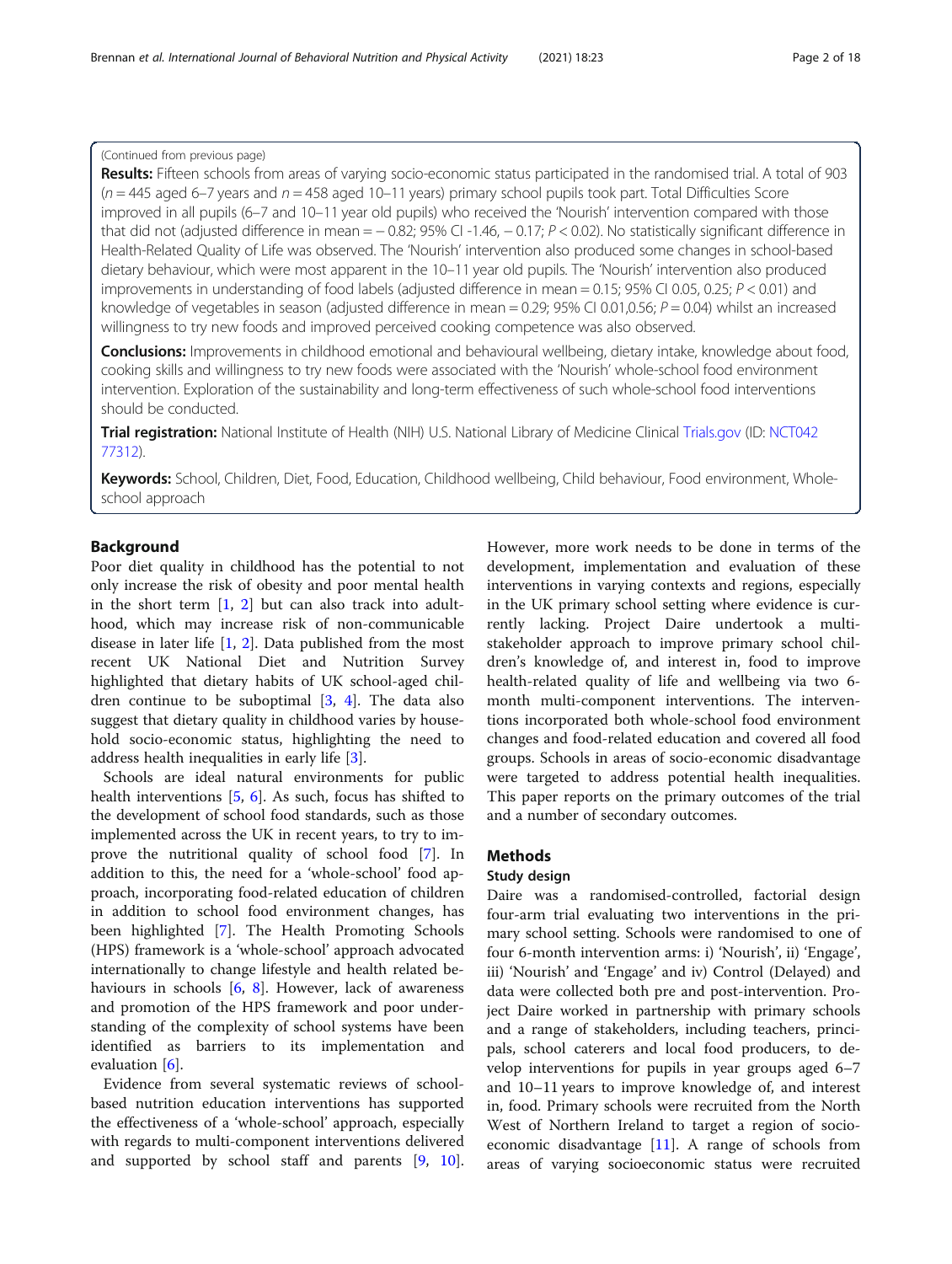(Continued from previous page)

**Results:** Fifteen schools from areas of varying socio-economic status participated in the randomised trial. A total of 903 ($n = 445$ aged 6–7 years and $n = 458$ aged 10–11 years) primary school pupils took part. Total Difficulties Score improved in all pupils (6–7 and 10–11 year old pupils) who received the 'Nourish' intervention compared with those that did not (adjusted difference in mean = − 0.82; 95% CI -1.46, − 0.17; $P < 0.02$). No statistically significant difference in Health-Related Quality of Life was observed. The 'Nourish' intervention also produced some changes in school-based dietary behaviour, which were most apparent in the 10–11 year old pupils. The 'Nourish' intervention also produced improvements in understanding of food labels (adjusted difference in mean = 0.15; 95% CI 0.05, 0.25; $P < 0.01$) and knowledge of vegetables in season (adjusted difference in mean = 0.29; 95% CI 0.01,0.56; $P = 0.04$) whilst an increased willingness to try new foods and improved perceived cooking competence was also observed.

**Conclusions:** Improvements in childhood emotional and behavioural wellbeing, dietary intake, knowledge about food, cooking skills and willingness to try new foods were associated with the 'Nourish' whole-school food environment intervention. Exploration of the sustainability and long-term effectiveness of such whole-school food interventions should be conducted.

**Trial registration:** National Institute of Health (NIH) U.S. National Library of Medicine Clinical Trials.gov (ID: NCT04277312).

**Keywords:** School, Children, Diet, Food, Education, Childhood wellbeing, Child behaviour, Food environment, Whole-school approach

## Background

Poor diet quality in childhood has the potential to not only increase the risk of obesity and poor mental health in the short term [1, 2] but can also track into adulthood, which may increase risk of non-communicable disease in later life [1, 2]. Data published from the most recent UK National Diet and Nutrition Survey highlighted that dietary habits of UK school-aged children continue to be suboptimal [3, 4]. The data also suggest that dietary quality in childhood varies by household socio-economic status, highlighting the need to address health inequalities in early life [3].

Schools are ideal natural environments for public health interventions [5, 6]. As such, focus has shifted to the development of school food standards, such as those implemented across the UK in recent years, to try to improve the nutritional quality of school food [7]. In addition to this, the need for a 'whole-school' food approach, incorporating food-related education of children in addition to school food environment changes, has been highlighted [7]. The Health Promoting Schools (HPS) framework is a 'whole-school' approach advocated internationally to change lifestyle and health related behaviours in schools [6, 8]. However, lack of awareness and promotion of the HPS framework and poor understanding of the complexity of school systems have been identified as barriers to its implementation and evaluation [6].

Evidence from several systematic reviews of school-based nutrition education interventions has supported the effectiveness of a 'whole-school' approach, especially with regards to multi-component interventions delivered and supported by school staff and parents [9, 10]. However, more work needs to be done in terms of the development, implementation and evaluation of these interventions in varying contexts and regions, especially in the UK primary school setting where evidence is currently lacking. Project Daire undertook a multi-stakeholder approach to improve primary school children's knowledge of, and interest in, food to improve health-related quality of life and wellbeing via two 6-month multi-component interventions. The interventions incorporated both whole-school food environment changes and food-related education and covered all food groups. Schools in areas of socio-economic disadvantage were targeted to address potential health inequalities. This paper reports on the primary outcomes of the trial and a number of secondary outcomes.

## Methods

### Study design

Daire was a randomised-controlled, factorial design four-arm trial evaluating two interventions in the primary school setting. Schools were randomised to one of four 6-month intervention arms: i) 'Nourish', ii) 'Engage', iii) 'Nourish' and 'Engage' and iv) Control (Delayed) and data were collected both pre and post-intervention. Project Daire worked in partnership with primary schools and a range of stakeholders, including teachers, principals, school caterers and local food producers, to develop interventions for pupils in year groups aged 6–7 and 10–11 years to improve knowledge of, and interest in, food. Primary schools were recruited from the North West of Northern Ireland to target a region of socio-economic disadvantage [11]. A range of schools from areas of varying socioeconomic status were recruited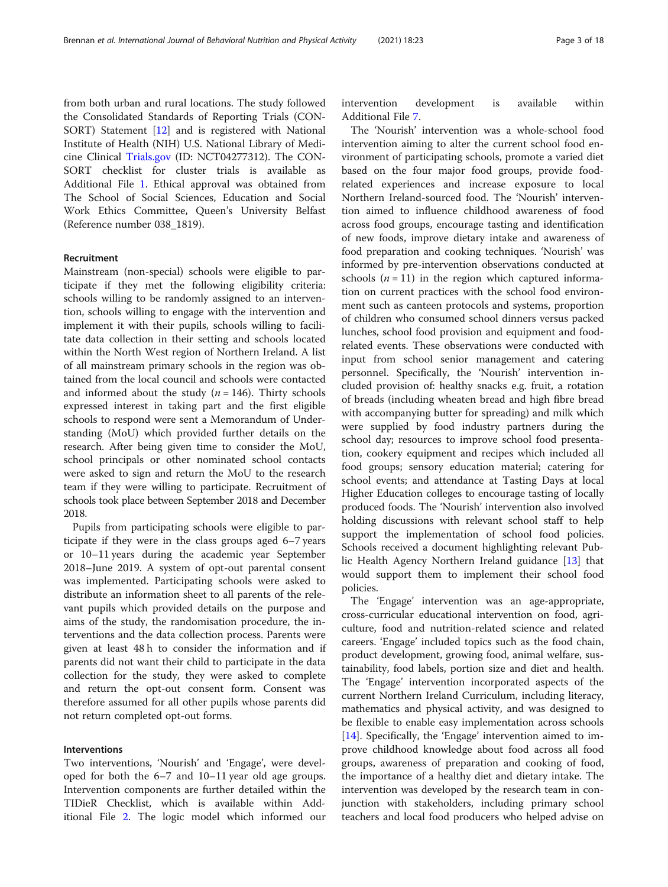from both urban and rural locations. The study followed the Consolidated Standards of Reporting Trials (CONSORT) Statement [12] and is registered with National Institute of Health (NIH) U.S. National Library of Medicine Clinical Trials.gov (ID: NCT04277312). The CONSORT checklist for cluster trials is available as Additional File 1. Ethical approval was obtained from The School of Social Sciences, Education and Social Work Ethics Committee, Queen's University Belfast (Reference number 038_1819).

### Recruitment

Mainstream (non-special) schools were eligible to participate if they met the following eligibility criteria: schools willing to be randomly assigned to an intervention, schools willing to engage with the intervention and implement it with their pupils, schools willing to facilitate data collection in their setting and schools located within the North West region of Northern Ireland. A list of all mainstream primary schools in the region was obtained from the local council and schools were contacted and informed about the study ($n = 146$). Thirty schools expressed interest in taking part and the first eligible schools to respond were sent a Memorandum of Understanding (MoU) which provided further details on the research. After being given time to consider the MoU, school principals or other nominated school contacts were asked to sign and return the MoU to the research team if they were willing to participate. Recruitment of schools took place between September 2018 and December 2018.

Pupils from participating schools were eligible to participate if they were in the class groups aged 6–7 years or 10–11 years during the academic year September 2018–June 2019. A system of opt-out parental consent was implemented. Participating schools were asked to distribute an information sheet to all parents of the relevant pupils which provided details on the purpose and aims of the study, the randomisation procedure, the interventions and the data collection process. Parents were given at least 48 h to consider the information and if parents did not want their child to participate in the data collection for the study, they were asked to complete and return the opt-out consent form. Consent was therefore assumed for all other pupils whose parents did not return completed opt-out forms.

### Interventions

Two interventions, 'Nourish' and 'Engage', were developed for both the 6–7 and 10–11 year old age groups. Intervention components are further detailed within the TIDieR Checklist, which is available within Additional File 2. The logic model which informed our intervention development is available within Additional File 7.

The 'Nourish' intervention was a whole-school food intervention aiming to alter the current school food environment of participating schools, promote a varied diet based on the four major food groups, provide food-related experiences and increase exposure to local Northern Ireland-sourced food. The 'Nourish' intervention aimed to influence childhood awareness of food across food groups, encourage tasting and identification of new foods, improve dietary intake and awareness of food preparation and cooking techniques. 'Nourish' was informed by pre-intervention observations conducted at schools ($n = 11$) in the region which captured information on current practices with the school food environment such as canteen protocols and systems, proportion of children who consumed school dinners versus packed lunches, school food provision and equipment and food-related events. These observations were conducted with input from school senior management and catering personnel. Specifically, the 'Nourish' intervention included provision of: healthy snacks e.g. fruit, a rotation of breads (including wheaten bread and high fibre bread with accompanying butter for spreading) and milk which were supplied by food industry partners during the school day; resources to improve school food presentation, cookery equipment and recipes which included all food groups; sensory education material; catering for school events; and attendance at Tasting Days at local Higher Education colleges to encourage tasting of locally produced foods. The 'Nourish' intervention also involved holding discussions with relevant school staff to help support the implementation of school food policies. Schools received a document highlighting relevant Public Health Agency Northern Ireland guidance [13] that would support them to implement their school food policies.

The 'Engage' intervention was an age-appropriate, cross-curricular educational intervention on food, agriculture, food and nutrition-related science and related careers. 'Engage' included topics such as the food chain, product development, growing food, animal welfare, sustainability, food labels, portion size and diet and health. The 'Engage' intervention incorporated aspects of the current Northern Ireland Curriculum, including literacy, mathematics and physical activity, and was designed to be flexible to enable easy implementation across schools [14]. Specifically, the 'Engage' intervention aimed to improve childhood knowledge about food across all food groups, awareness of preparation and cooking of food, the importance of a healthy diet and dietary intake. The intervention was developed by the research team in conjunction with stakeholders, including primary school teachers and local food producers who helped advise on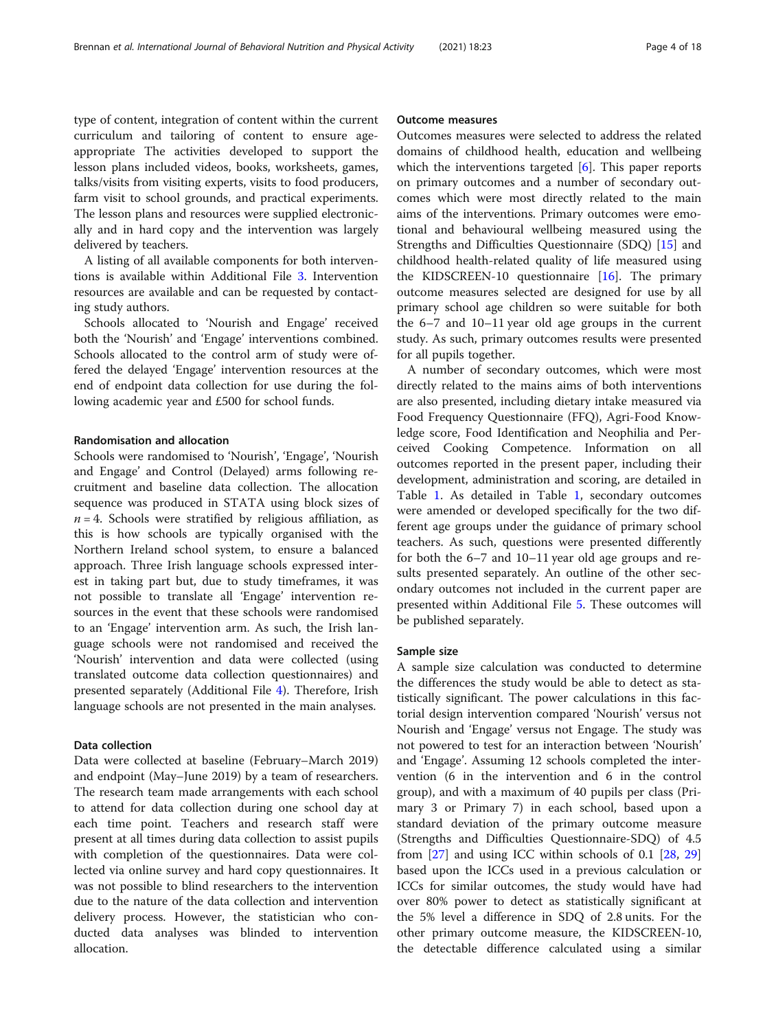type of content, integration of content within the current curriculum and tailoring of content to ensure age-appropriate The activities developed to support the lesson plans included videos, books, worksheets, games, talks/visits from visiting experts, visits to food producers, farm visit to school grounds, and practical experiments. The lesson plans and resources were supplied electronically and in hard copy and the intervention was largely delivered by teachers.

A listing of all available components for both interventions is available within Additional File 3. Intervention resources are available and can be requested by contacting study authors.

Schools allocated to 'Nourish and Engage' received both the 'Nourish' and 'Engage' interventions combined. Schools allocated to the control arm of study were offered the delayed 'Engage' intervention resources at the end of endpoint data collection for use during the following academic year and £500 for school funds.

### Randomisation and allocation

Schools were randomised to 'Nourish', 'Engage', 'Nourish and Engage' and Control (Delayed) arms following recruitment and baseline data collection. The allocation sequence was produced in STATA using block sizes of $n = 4$. Schools were stratified by religious affiliation, as this is how schools are typically organised with the Northern Ireland school system, to ensure a balanced approach. Three Irish language schools expressed interest in taking part but, due to study timeframes, it was not possible to translate all 'Engage' intervention resources in the event that these schools were randomised to an 'Engage' intervention arm. As such, the Irish language schools were not randomised and received the 'Nourish' intervention and data were collected (using translated outcome data collection questionnaires) and presented separately (Additional File 4). Therefore, Irish language schools are not presented in the main analyses.

### Data collection

Data were collected at baseline (February–March 2019) and endpoint (May–June 2019) by a team of researchers. The research team made arrangements with each school to attend for data collection during one school day at each time point. Teachers and research staff were present at all times during data collection to assist pupils with completion of the questionnaires. Data were collected via online survey and hard copy questionnaires. It was not possible to blind researchers to the intervention due to the nature of the data collection and intervention delivery process. However, the statistician who conducted data analyses was blinded to intervention allocation.

### Outcome measures

Outcomes measures were selected to address the related domains of childhood health, education and wellbeing which the interventions targeted [6]. This paper reports on primary outcomes and a number of secondary outcomes which were most directly related to the main aims of the interventions. Primary outcomes were emotional and behavioural wellbeing measured using the Strengths and Difficulties Questionnaire (SDQ) [15] and childhood health-related quality of life measured using the KIDSCREEN-10 questionnaire [16]. The primary outcome measures selected are designed for use by all primary school age children so were suitable for both the 6–7 and 10–11 year old age groups in the current study. As such, primary outcomes results were presented for all pupils together.

A number of secondary outcomes, which were most directly related to the mains aims of both interventions are also presented, including dietary intake measured via Food Frequency Questionnaire (FFQ), Agri-Food Knowledge score, Food Identification and Neophilia and Perceived Cooking Competence. Information on all outcomes reported in the present paper, including their development, administration and scoring, are detailed in Table 1. As detailed in Table 1, secondary outcomes were amended or developed specifically for the two different age groups under the guidance of primary school teachers. As such, questions were presented differently for both the 6–7 and 10–11 year old age groups and results presented separately. An outline of the other secondary outcomes not included in the current paper are presented within Additional File 5. These outcomes will be published separately.

### Sample size

A sample size calculation was conducted to determine the differences the study would be able to detect as statistically significant. The power calculations in this factorial design intervention compared 'Nourish' versus not Nourish and 'Engage' versus not Engage. The study was not powered to test for an interaction between 'Nourish' and 'Engage'. Assuming 12 schools completed the intervention (6 in the intervention and 6 in the control group), and with a maximum of 40 pupils per class (Primary 3 or Primary 7) in each school, based upon a standard deviation of the primary outcome measure (Strengths and Difficulties Questionnaire-SDQ) of 4.5 from [27] and using ICC within schools of 0.1 [28, 29] based upon the ICCs used in a previous calculation or ICCs for similar outcomes, the study would have had over 80% power to detect as statistically significant at the 5% level a difference in SDQ of 2.8 units. For the other primary outcome measure, the KIDSCREEN-10, the detectable difference calculated using a similar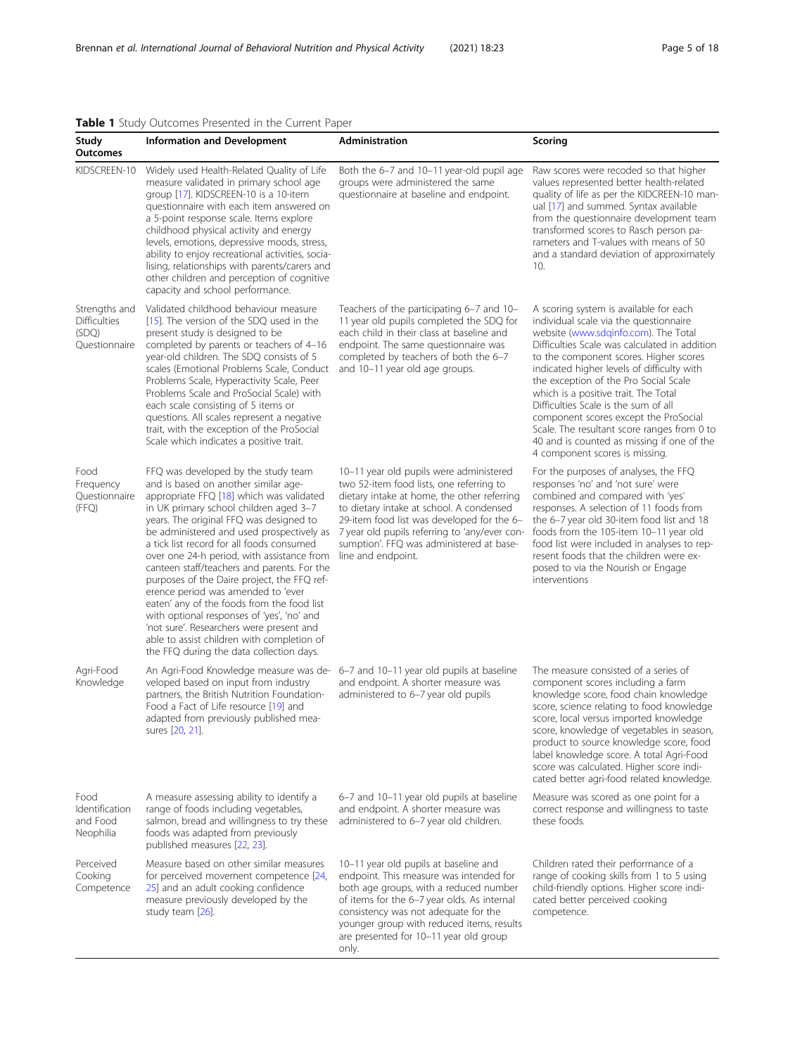**Table 1** Study Outcomes Presented in the Current Paper

| Study Outcomes | Information and Development | Administration | Scoring |
|---|---|---|---|
| KIDSCREEN-10 | Widely used Health-Related Quality of Life measure validated in primary school age group [17]. KIDSCREEN-10 is a 10-item questionnaire with each item answered on a 5-point response scale. Items explore childhood physical activity and energy levels, emotions, depressive moods, stress, ability to enjoy recreational activities, socialising, relationships with parents/carers and other children and perception of cognitive capacity and school performance. | Both the 6–7 and 10–11 year-old pupil age groups were administered the same questionnaire at baseline and endpoint. | Raw scores were recoded so that higher values represented better health-related quality of life as per the KIDCREEN-10 manual [17] and summed. Syntax available from the questionnaire development team transformed scores to Rasch person parameters and T-values with means of 50 and a standard deviation of approximately 10. |
| Strengths and Difficulties (SDQ) Questionnaire | Validated childhood behaviour measure [15]. The version of the SDQ used in the present study is designed to be completed by parents or teachers of 4–16 year-old children. The SDQ consists of 5 scales (Emotional Problems Scale, Conduct Problems Scale, Hyperactivity Scale, Peer Problems Scale and ProSocial Scale) with each scale consisting of 5 items or questions. All scales represent a negative trait, with the exception of the ProSocial Scale which indicates a positive trait. | Teachers of the participating 6–7 and 10–11 year old pupils completed the SDQ for each child in their class at baseline and endpoint. The same questionnaire was completed by teachers of both the 6–7 and 10–11 year old age groups. | A scoring system is available for each individual scale via the questionnaire website (www.sdqinfo.com). The Total Difficulties Scale was calculated in addition to the component scores. Higher scores indicated higher levels of difficulty with the exception of the Pro Social Scale which is a positive trait. The Total Difficulties Scale is the sum of all component scores except the ProSocial Scale. The resultant score ranges from 0 to 40 and is counted as missing if one of the 4 component scores is missing. |
| Food Frequency Questionnaire (FFQ) | FFQ was developed by the study team and is based on another similar age-appropriate FFQ [18] which was validated in UK primary school children aged 3–7 years. The original FFQ was designed to be administered and used prospectively as a tick list record for all foods consumed over one 24-h period, with assistance from canteen staff/teachers and parents. For the purposes of the Daire project, the FFQ reference period was amended to 'ever eaten' any of the foods from the food list with optional responses of 'yes', 'no' and 'not sure'. Researchers were present and able to assist children with completion of the FFQ during the data collection days. | 10–11 year old pupils were administered two 52-item food lists, one referring to dietary intake at home, the other referring to dietary intake at school. A condensed 29-item food list was developed for the 6–7 year old pupils referring to 'any/ever consumption'. FFQ was administered at baseline and endpoint. | For the purposes of analyses, the FFQ responses 'no' and 'not sure' were combined and compared with 'yes' responses. A selection of 11 foods from the 6–7 year old 30-item food list and 18 foods from the 105-item 10–11 year old food list were included in analyses to represent foods that the children were exposed to via the Nourish or Engage interventions |
| Agri-Food Knowledge | An Agri-Food Knowledge measure was developed based on input from industry partners, the British Nutrition Foundation-Food a Fact of Life resource [19] and adapted from previously published measures [20, 21]. | 6–7 and 10–11 year old pupils at baseline and endpoint. A shorter measure was administered to 6–7 year old pupils | The measure consisted of a series of component scores including a farm knowledge score, food chain knowledge score, science relating to food knowledge score, local versus imported knowledge score, knowledge of vegetables in season, product to source knowledge score, food label knowledge score. A total Agri-Food score was calculated. Higher score indicated better agri-food related knowledge. |
| Food Identification and Food Neophilia | A measure assessing ability to identify a range of foods including vegetables, salmon, bread and willingness to try these foods was adapted from previously published measures [22, 23]. | 6–7 and 10–11 year old pupils at baseline and endpoint. A shorter measure was administered to 6–7 year old children. | Measure was scored as one point for a correct response and willingness to taste these foods. |
| Perceived Cooking Competence | Measure based on other similar measures for perceived movement competence [24, 25] and an adult cooking confidence measure previously developed by the study team [26]. | 10–11 year old pupils at baseline and endpoint. This measure was intended for both age groups, with a reduced number of items for the 6–7 year olds. As internal consistency was not adequate for the younger group with reduced items, results are presented for 10–11 year old group only. | Children rated their performance of a range of cooking skills from 1 to 5 using child-friendly options. Higher score indicated better perceived cooking competence. |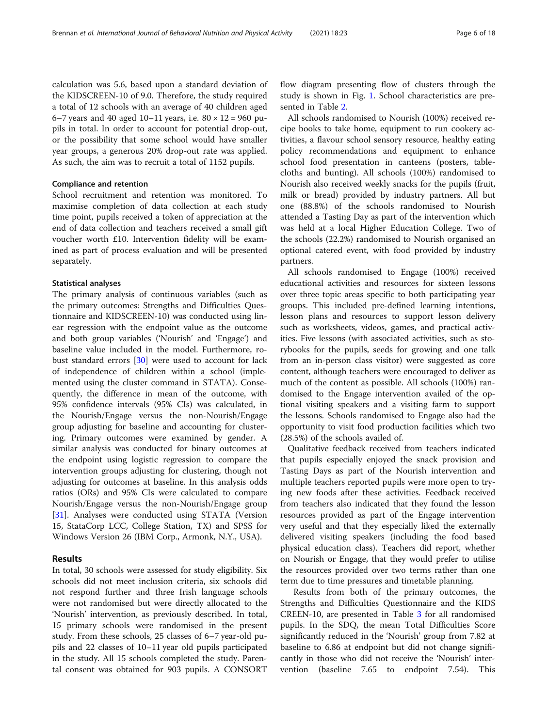calculation was 5.6, based upon a standard deviation of the KIDSCREEN-10 of 9.0. Therefore, the study required a total of 12 schools with an average of 40 children aged 6–7 years and 40 aged 10–11 years, i.e. $80 \times 12 = 960$ pupils in total. In order to account for potential drop-out, or the possibility that some school would have smaller year groups, a generous 20% drop-out rate was applied. As such, the aim was to recruit a total of 1152 pupils.

### Compliance and retention

School recruitment and retention was monitored. To maximise completion of data collection at each study time point, pupils received a token of appreciation at the end of data collection and teachers received a small gift voucher worth £10. Intervention fidelity will be examined as part of process evaluation and will be presented separately.

### Statistical analyses

The primary analysis of continuous variables (such as the primary outcomes: Strengths and Difficulties Questionnaire and KIDSCREEN-10) was conducted using linear regression with the endpoint value as the outcome and both group variables ('Nourish' and 'Engage') and baseline value included in the model. Furthermore, robust standard errors [30] were used to account for lack of independence of children within a school (implemented using the cluster command in STATA). Consequently, the difference in mean of the outcome, with 95% confidence intervals (95% CIs) was calculated, in the Nourish/Engage versus the non-Nourish/Engage group adjusting for baseline and accounting for clustering. Primary outcomes were examined by gender. A similar analysis was conducted for binary outcomes at the endpoint using logistic regression to compare the intervention groups adjusting for clustering, though not adjusting for outcomes at baseline. In this analysis odds ratios (ORs) and 95% CIs were calculated to compare Nourish/Engage versus the non-Nourish/Engage group [31]. Analyses were conducted using STATA (Version 15, StataCorp LCC, College Station, TX) and SPSS for Windows Version 26 (IBM Corp., Armonk, N.Y., USA).

## Results

In total, 30 schools were assessed for study eligibility. Six schools did not meet inclusion criteria, six schools did not respond further and three Irish language schools were not randomised but were directly allocated to the 'Nourish' intervention, as previously described. In total, 15 primary schools were randomised in the present study. From these schools, 25 classes of 6–7 year-old pupils and 22 classes of 10–11 year old pupils participated in the study. All 15 schools completed the study. Parental consent was obtained for 903 pupils. A CONSORT flow diagram presenting flow of clusters through the study is shown in Fig. 1. School characteristics are presented in Table 2.

All schools randomised to Nourish (100%) received recipe books to take home, equipment to run cookery activities, a flavour school sensory resource, healthy eating policy recommendations and equipment to enhance school food presentation in canteens (posters, tablecloths and bunting). All schools (100%) randomised to Nourish also received weekly snacks for the pupils (fruit, milk or bread) provided by industry partners. All but one (88.8%) of the schools randomised to Nourish attended a Tasting Day as part of the intervention which was held at a local Higher Education College. Two of the schools (22.2%) randomised to Nourish organised an optional catered event, with food provided by industry partners.

All schools randomised to Engage (100%) received educational activities and resources for sixteen lessons over three topic areas specific to both participating year groups. This included pre-defined learning intentions, lesson plans and resources to support lesson delivery such as worksheets, videos, games, and practical activities. Five lessons (with associated activities, such as storybooks for the pupils, seeds for growing and one talk from an in-person class visitor) were suggested as core content, although teachers were encouraged to deliver as much of the content as possible. All schools (100%) randomised to the Engage intervention availed of the optional visiting speakers and a visiting farm to support the lessons. Schools randomised to Engage also had the opportunity to visit food production facilities which two (28.5%) of the schools availed of.

Qualitative feedback received from teachers indicated that pupils especially enjoyed the snack provision and Tasting Days as part of the Nourish intervention and multiple teachers reported pupils were more open to trying new foods after these activities. Feedback received from teachers also indicated that they found the lesson resources provided as part of the Engage intervention very useful and that they especially liked the externally delivered visiting speakers (including the food based physical education class). Teachers did report, whether on Nourish or Engage, that they would prefer to utilise the resources provided over two terms rather than one term due to time pressures and timetable planning.

Results from both of the primary outcomes, the Strengths and Difficulties Questionnaire and the KIDSCREEN-10, are presented in Table 3 for all randomised pupils. In the SDQ, the mean Total Difficulties Score significantly reduced in the 'Nourish' group from 7.82 at baseline to 6.86 at endpoint but did not change significantly in those who did not receive the 'Nourish' intervention (baseline 7.65 to endpoint 7.54). This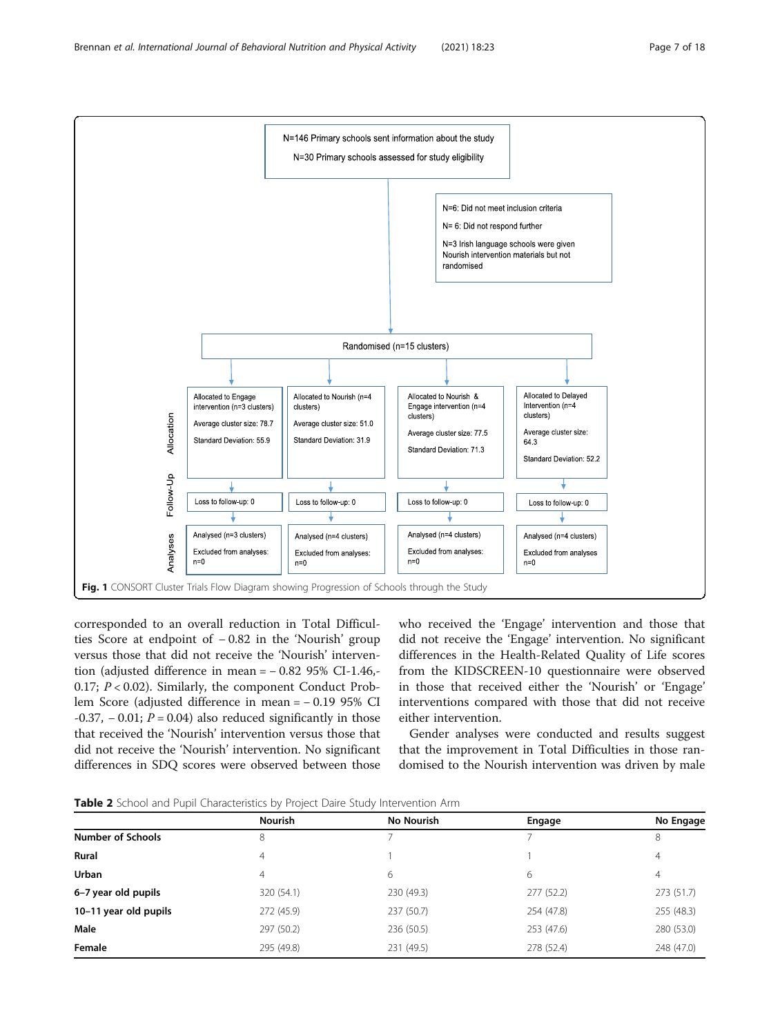N=146 Primary schools sent information about the study

N=30 Primary schools assessed for study eligibility

N=6: Did not meet inclusion criteria

N= 6: Did not respond further

N=3 Irish language schools were given Nourish intervention materials but not randomised

Randomised (n=15 clusters)

| | | | | |
|---|---|---|---|---|
| **Allocation** | Allocated to Engage intervention (n=3 clusters)<br>Average cluster size: 78.7<br>Standard Deviation: 55.9 | Allocated to Nourish (n=4 clusters)<br>Average cluster size: 51.0<br>Standard Deviation: 31.9 | Allocated to Nourish & Engage intervention (n=4 clusters)<br>Average cluster size: 77.5<br>Standard Deviation: 71.3 | Allocated to Delayed Intervention (n=4 clusters)<br>Average cluster size: 64.3<br>Standard Deviation: 52.2 |
| **Follow-Up** | Loss to follow-up: 0 | Loss to follow-up: 0 | Loss to follow-up: 0 | Loss to follow-up: 0 |
| **Analyses** | Analysed (n=3 clusters)<br>Excluded from analyses: n=0 | Analysed (n=4 clusters)<br>Excluded from analyses: n=0 | Analysed (n=4 clusters)<br>Excluded from analyses: n=0 | Analysed (n=4 clusters)<br>Excluded from analyses n=0 |

**Fig. 1** CONSORT Cluster Trials Flow Diagram showing Progression of Schools through the Study

corresponded to an overall reduction in Total Difficulties Score at endpoint of − 0.82 in the 'Nourish' group versus those that did not receive the 'Nourish' intervention (adjusted difference in mean = − 0.82 95% CI-1.46,-0.17; $P < 0.02$). Similarly, the component Conduct Problem Score (adjusted difference in mean = − 0.19 95% CI -0.37, − 0.01; $P = 0.04$) also reduced significantly in those that received the 'Nourish' intervention versus those that did not receive the 'Nourish' intervention. No significant differences in SDQ scores were observed between those who received the 'Engage' intervention and those that did not receive the 'Engage' intervention. No significant differences in the Health-Related Quality of Life scores from the KIDSCREEN-10 questionnaire were observed in those that received either the 'Nourish' or 'Engage' interventions compared with those that did not receive either intervention.

Gender analyses were conducted and results suggest that the improvement in Total Difficulties in those randomised to the Nourish intervention was driven by male

**Table 2** School and Pupil Characteristics by Project Daire Study Intervention Arm

| | Nourish | No Nourish | Engage | No Engage |
|---|---|---|---|---|
| **Number of Schools** | 8 | 7 | 7 | 8 |
| **Rural** | 4 | 1 | 1 | 4 |
| **Urban** | 4 | 6 | 6 | 4 |
| **6–7 year old pupils** | 320 (54.1) | 230 (49.3) | 277 (52.2) | 273 (51.7) |
| **10–11 year old pupils** | 272 (45.9) | 237 (50.7) | 254 (47.8) | 255 (48.3) |
| **Male** | 297 (50.2) | 236 (50.5) | 253 (47.6) | 280 (53.0) |
| **Female** | 295 (49.8) | 231 (49.5) | 278 (52.4) | 248 (47.0) |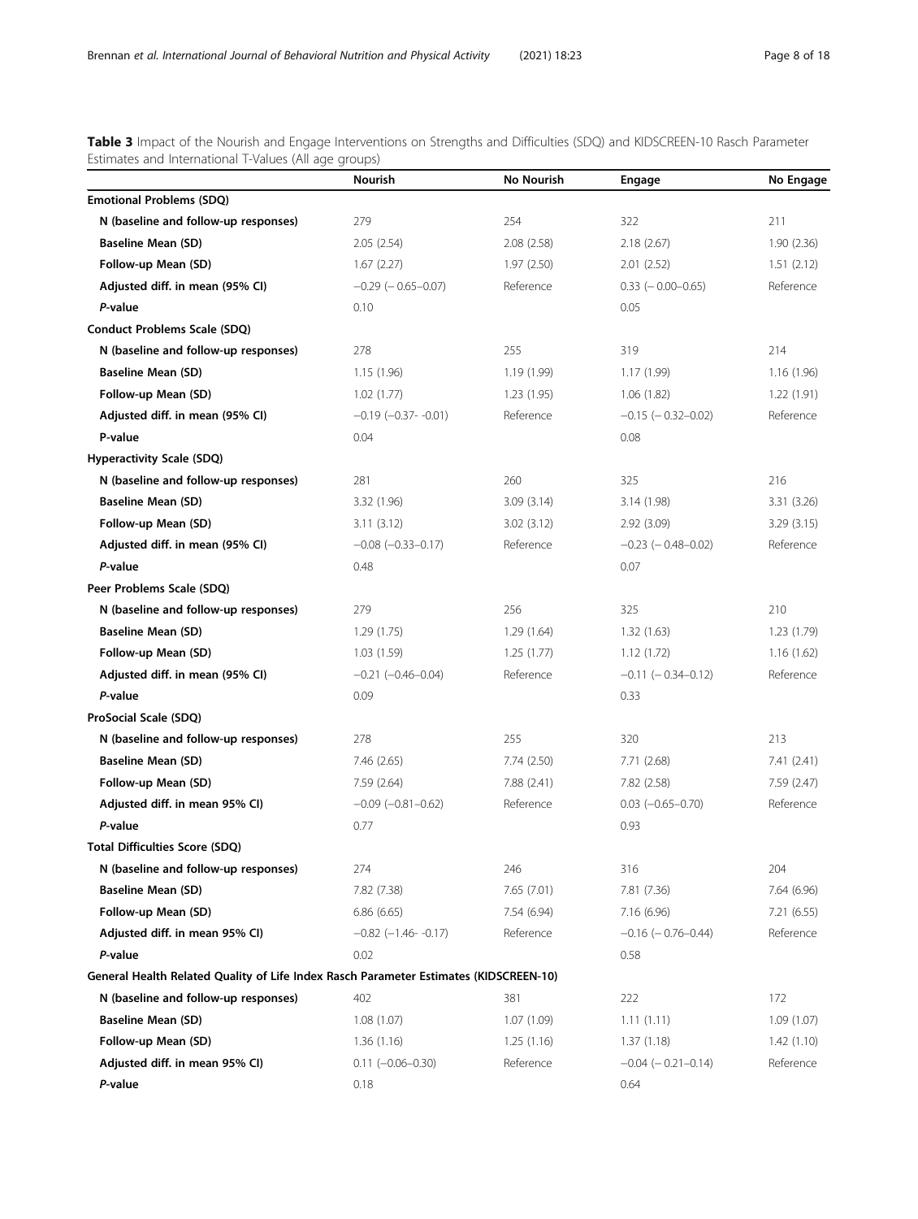**Table 3** Impact of the Nourish and Engage Interventions on Strengths and Difficulties (SDQ) and KIDSCREEN-10 Rasch Parameter Estimates and International T-Values (All age groups)

| | Nourish | No Nourish | Engage | No Engage |
|---|---|---|---|---|
| **Emotional Problems (SDQ)** | | | | |
| **N (baseline and follow-up responses)** | 279 | 254 | 322 | 211 |
| **Baseline Mean (SD)** | 2.05 (2.54) | 2.08 (2.58) | 2.18 (2.67) | 1.90 (2.36) |
| **Follow-up Mean (SD)** | 1.67 (2.27) | 1.97 (2.50) | 2.01 (2.52) | 1.51 (2.12) |
| **Adjusted diff. in mean (95% CI)** | −0.29 (− 0.65–0.07) | Reference | 0.33 (− 0.00–0.65) | Reference |
| ***P*-value** | 0.10 | | 0.05 | |
| **Conduct Problems Scale (SDQ)** | | | | |
| **N (baseline and follow-up responses)** | 278 | 255 | 319 | 214 |
| **Baseline Mean (SD)** | 1.15 (1.96) | 1.19 (1.99) | 1.17 (1.99) | 1.16 (1.96) |
| **Follow-up Mean (SD)** | 1.02 (1.77) | 1.23 (1.95) | 1.06 (1.82) | 1.22 (1.91) |
| **Adjusted diff. in mean (95% CI)** | −0.19 (−0.37- -0.01) | Reference | −0.15 (− 0.32–0.02) | Reference |
| **P-value** | 0.04 | | 0.08 | |
| **Hyperactivity Scale (SDQ)** | | | | |
| **N (baseline and follow-up responses)** | 281 | 260 | 325 | 216 |
| **Baseline Mean (SD)** | 3.32 (1.96) | 3.09 (3.14) | 3.14 (1.98) | 3.31 (3.26) |
| **Follow-up Mean (SD)** | 3.11 (3.12) | 3.02 (3.12) | 2.92 (3.09) | 3.29 (3.15) |
| **Adjusted diff. in mean (95% CI)** | −0.08 (−0.33–0.17) | Reference | −0.23 (− 0.48–0.02) | Reference |
| ***P*-value** | 0.48 | | 0.07 | |
| **Peer Problems Scale (SDQ)** | | | | |
| **N (baseline and follow-up responses)** | 279 | 256 | 325 | 210 |
| **Baseline Mean (SD)** | 1.29 (1.75) | 1.29 (1.64) | 1.32 (1.63) | 1.23 (1.79) |
| **Follow-up Mean (SD)** | 1.03 (1.59) | 1.25 (1.77) | 1.12 (1.72) | 1.16 (1.62) |
| **Adjusted diff. in mean (95% CI)** | −0.21 (−0.46–0.04) | Reference | −0.11 (− 0.34–0.12) | Reference |
| ***P*-value** | 0.09 | | 0.33 | |
| **ProSocial Scale (SDQ)** | | | | |
| **N (baseline and follow-up responses)** | 278 | 255 | 320 | 213 |
| **Baseline Mean (SD)** | 7.46 (2.65) | 7.74 (2.50) | 7.71 (2.68) | 7.41 (2.41) |
| **Follow-up Mean (SD)** | 7.59 (2.64) | 7.88 (2.41) | 7.82 (2.58) | 7.59 (2.47) |
| **Adjusted diff. in mean 95% CI)** | −0.09 (−0.81–0.62) | Reference | 0.03 (−0.65–0.70) | Reference |
| ***P*-value** | 0.77 | | 0.93 | |
| **Total Difficulties Score (SDQ)** | | | | |
| **N (baseline and follow-up responses)** | 274 | 246 | 316 | 204 |
| **Baseline Mean (SD)** | 7.82 (7.38) | 7.65 (7.01) | 7.81 (7.36) | 7.64 (6.96) |
| **Follow-up Mean (SD)** | 6.86 (6.65) | 7.54 (6.94) | 7.16 (6.96) | 7.21 (6.55) |
| **Adjusted diff. in mean 95% CI)** | −0.82 (−1.46- -0.17) | Reference | −0.16 (− 0.76–0.44) | Reference |
| ***P*-value** | 0.02 | | 0.58 | |
| **General Health Related Quality of Life Index Rasch Parameter Estimates (KIDSCREEN-10)** | | | | |
| **N (baseline and follow-up responses)** | 402 | 381 | 222 | 172 |
| **Baseline Mean (SD)** | 1.08 (1.07) | 1.07 (1.09) | 1.11 (1.11) | 1.09 (1.07) |
| **Follow-up Mean (SD)** | 1.36 (1.16) | 1.25 (1.16) | 1.37 (1.18) | 1.42 (1.10) |
| **Adjusted diff. in mean 95% CI)** | 0.11 (−0.06–0.30) | Reference | −0.04 (− 0.21–0.14) | Reference |
| ***P*-value** | 0.18 | | 0.64 | |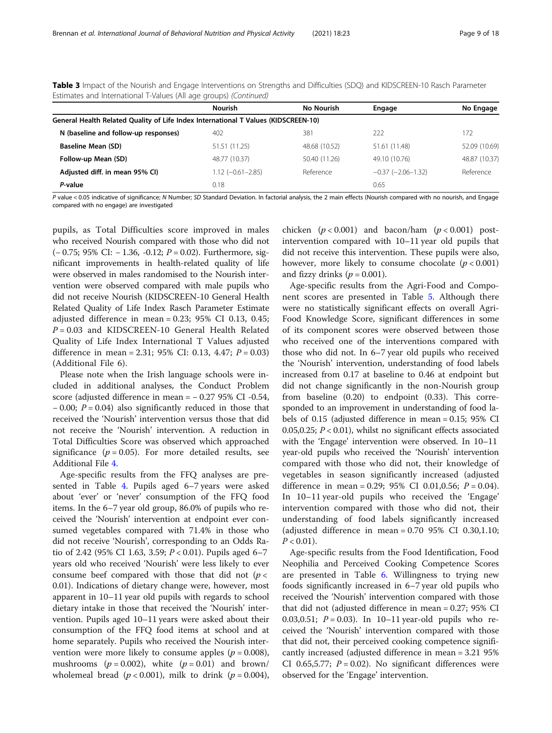**Table 3** Impact of the Nourish and Engage Interventions on Strengths and Difficulties (SDQ) and KIDSCREEN-10 Rasch Parameter Estimates and International T-Values (All age groups) *(Continued)*

| | Nourish | No Nourish | Engage | No Engage |
|---|---|---|---|---|
| **General Health Related Quality of Life Index International T Values (KIDSCREEN-10)** | | | | |
| **N (baseline and follow-up responses)** | 402 | 381 | 222 | 172 |
| **Baseline Mean (SD)** | 51.51 (11.25) | 48.68 (10.52) | 51.61 (11.48) | 52.09 (10.69) |
| **Follow-up Mean (SD)** | 48.77 (10.37) | 50.40 (11.26) | 49.10 (10.76) | 48.87 (10.37) |
| **Adjusted diff. in mean 95% CI)** | 1.12 (−0.61–2.85) | Reference | −0.37 (−2.06–1.32) | Reference |
| ***P*-value** | 0.18 | | 0.65 | |

*P* value < 0.05 indicative of significance; *N* Number; *SD* Standard Deviation. In factorial analysis, the 2 main effects (Nourish compared with no nourish, and Engage compared with no engage) are investigated

pupils, as Total Difficulties score improved in males who received Nourish compared with those who did not (− 0.75; 95% CI: − 1.36, -0.12; $P = 0.02$). Furthermore, significant improvements in health-related quality of life were observed in males randomised to the Nourish intervention were observed compared with male pupils who did not receive Nourish (KIDSCREEN-10 General Health Related Quality of Life Index Rasch Parameter Estimate adjusted difference in mean = 0.23; 95% CI 0.13, 0.45; $P = 0.03$ and KIDSCREEN-10 General Health Related Quality of Life Index International T Values adjusted difference in mean = 2.31; 95% CI: 0.13, 4.47; $P = 0.03$) (Additional File 6).

Please note when the Irish language schools were included in additional analyses, the Conduct Problem score (adjusted difference in mean = − 0.27 95% CI -0.54, − 0.00; $P = 0.04$) also significantly reduced in those that received the 'Nourish' intervention versus those that did not receive the 'Nourish' intervention. A reduction in Total Difficulties Score was observed which approached significance ($p = 0.05$). For more detailed results, see Additional File 4.

Age-specific results from the FFQ analyses are presented in Table 4. Pupils aged 6–7 years were asked about 'ever' or 'never' consumption of the FFQ food items. In the 6–7 year old group, 86.0% of pupils who received the 'Nourish' intervention at endpoint ever consumed vegetables compared with 71.4% in those who did not receive 'Nourish', corresponding to an Odds Ratio of 2.42 (95% CI 1.63, 3.59; $P < 0.01$). Pupils aged 6–7 years old who received 'Nourish' were less likely to ever consume beef compared with those that did not ($p < 0.01$). Indications of dietary change were, however, most apparent in 10–11 year old pupils with regards to school dietary intake in those that received the 'Nourish' intervention. Pupils aged 10–11 years were asked about their consumption of the FFQ food items at school and at home separately. Pupils who received the Nourish intervention were more likely to consume apples ($p = 0.008$), mushrooms ($p = 0.002$), white ($p = 0.01$) and brown/wholemeal bread ($p < 0.001$), milk to drink ($p = 0.004$), chicken ($p < 0.001$) and bacon/ham ($p < 0.001$) post-intervention compared with 10–11 year old pupils that did not receive this intervention. These pupils were also, however, more likely to consume chocolate ($p < 0.001$) and fizzy drinks ($p = 0.001$).

Age-specific results from the Agri-Food and Component scores are presented in Table 5. Although there were no statistically significant effects on overall Agri-Food Knowledge Score, significant differences in some of its component scores were observed between those who received one of the interventions compared with those who did not. In 6–7 year old pupils who received the 'Nourish' intervention, understanding of food labels increased from 0.17 at baseline to 0.46 at endpoint but did not change significantly in the non-Nourish group from baseline (0.20) to endpoint (0.33). This corresponded to an improvement in understanding of food labels of 0.15 (adjusted difference in mean = 0.15; 95% CI 0.05,0.25; $P < 0.01$), whilst no significant effects associated with the 'Engage' intervention were observed. In 10–11 year-old pupils who received the 'Nourish' intervention compared with those who did not, their knowledge of vegetables in season significantly increased (adjusted difference in mean = 0.29; 95% CI 0.01,0.56; $P = 0.04$). In 10–11 year-old pupils who received the 'Engage' intervention compared with those who did not, their understanding of food labels significantly increased (adjusted difference in mean = 0.70 95% CI 0.30,1.10; $P < 0.01$).

Age-specific results from the Food Identification, Food Neophilia and Perceived Cooking Competence Scores are presented in Table 6. Willingness to trying new foods significantly increased in 6–7 year old pupils who received the 'Nourish' intervention compared with those that did not (adjusted difference in mean = 0.27; 95% CI 0.03,0.51; $P = 0.03$). In 10–11 year-old pupils who received the 'Nourish' intervention compared with those that did not, their perceived cooking competence significantly increased (adjusted difference in mean = 3.21 95% CI 0.65,5.77; $P = 0.02$). No significant differences were observed for the 'Engage' intervention.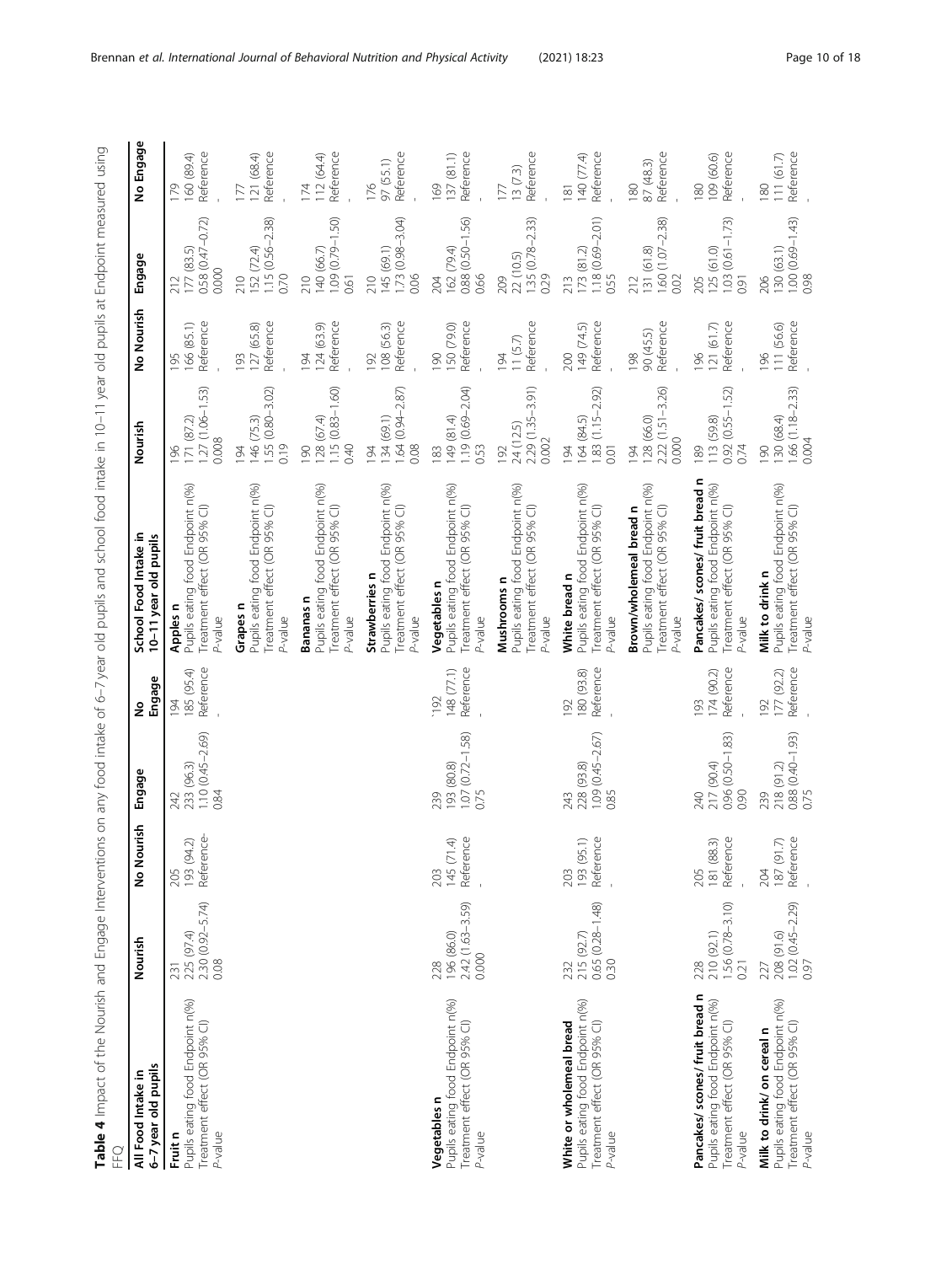**Table 4** Impact of the Nourish and Engage Interventions on any food intake of 6–7 year old pupils and school food intake in 10–11 year old pupils at Endpoint measured using FFQ

| All Food Intake in 6–7 year old pupils | Nourish | No Nourish | Engage | No Engage | School Food Intake in 10–11 year old pupils | Nourish | No Nourish | Engage | No Engage |
|---|---|---|---|---|---|---|---|---|---|
| **Fruit n** | 231 | 205 | 242 | 194 | **Apples n** | 196 | 195 | 212 | 179 |
| Pupils eating food Endpoint n(%) | 225 (97.4) | 193 (94.2) | 233 (96.3) | 185 (95.4) | Pupils eating food Endpoint n(%) | 171 (87.2) | 166 (85.1) | 177 (83.5) | 160 (89.4) |
| Treatment effect (OR 95% CI) | 2.30 (0.92–5.74) | Reference- | 1.10 (0.45–2.69) | Reference | Treatment effect (OR 95% CI) | 1.27 (1.06–1.53) | Reference | 0.58 (0.47–0.72) | Reference |
| P-value | 0.08 | | 0.84 | - | P-value | 0.008 | - | 0.000 | - |
| | | | | | **Grapes n** | 194 | 193 | 210 | 177 |
| | | | | | Pupils eating food Endpoint n(%) | 146 (75.3) | 127 (65.8) | 152 (72.4) | 121 (68.4) |
| | | | | | Treatment effect (OR 95% CI) | 1.55 (0.80–3.02) | Reference | 1.15 (0.56–2.38) | Reference |
| | | | | | P-value | 0.19 | - | 0.70 | - |
| | | | | | **Bananas n** | 190 | 194 | 210 | 174 |
| | | | | | Pupils eating food Endpoint n(%) | 128 (67.4) | 124 (63.9) | 140 (66.7) | 112 (64.4) |
| | | | | | Treatment effect (OR 95% CI) | 1.15 (0.83–1.60) | Reference | 1.09 (0.79–1.50) | Reference |
| | | | | | P-value | 0.40 | - | 0.61 | - |
| | | | | | **Strawberries n** | 194 | 192 | 210 | 176 |
| | | | | | Pupils eating food Endpoint n(%) | 134 (69.1) | 108 (56.3) | 145 (69.1) | 97 (55.1) |
| | | | | | Treatment effect (OR 95% CI) | 1.64 (0.94–2.87) | Reference | 1.73 (0.98–3.04) | Reference |
| | | | | | P-value | 0.08 | - | 0.06 | - |
| **Vegetables n** | 228 | 203 | 239 | 192 | **Vegetables n** | 183 | 190 | 204 | 169 |
| Pupils eating food Endpoint n(%) | 196 (86.0) | 145 (71.4) | 193 (80.8) | 148 (77.1) | Pupils eating food Endpoint n(%) | 149 (81.4) | 150 (79.0) | 162 (79.4) | 137 (81.1) |
| Treatment effect (OR 95% CI) | 2.42 (1.63–3.59) | Reference | 1.07 (0.72–1.58) | Reference | Treatment effect (OR 95% CI) | 1.19 (0.69–2.04) | Reference | 0.88 (0.50–1.56) | Reference |
| P-value | 0.000 | - | 0.75 | - | P-value | 0.53 | - | 0.66 | - |
| | | | | | **Mushrooms n** | 192 | 194 | 209 | 177 |
| | | | | | Pupils eating food Endpoint n(%) | 24 (12.5) | 11 (5.7) | 22 (10.5) | 13 (7.3) |
| | | | | | Treatment effect (OR 95% CI) | 2.29 (1.35–3.91) | Reference | 1.35 (0.78–2.33) | Reference |
| | | | | | P-value | 0.002 | - | 0.29 | - |
| **White or wholemeal bread** | 232 | 203 | 243 | 192 | **White bread n** | 194 | 200 | 213 | 181 |
| Pupils eating food Endpoint n(%) | 215 (92.7) | 193 (95.1) | 228 (93.8) | 180 (93.8) | Pupils eating food Endpoint n(%) | 164 (84.5) | 149 (74.5) | 173 (81.2) | 140 (77.4) |
| Treatment effect (OR 95% CI) | 0.65 (0.28–1.48) | Reference | 1.09 (0.45–2.67) | Reference | Treatment effect (OR 95% CI) | 1.83 (1.15–2.92) | Reference | 1.18 (0.69–2.01) | Reference |
| P-value | 0.30 | - | 0.85 | - | P-value | 0.01 | - | 0.55 | - |
| | | | | | **Brown/wholemeal bread n** | 194 | 198 | 212 | 180 |
| | | | | | Pupils eating food Endpoint n(%) | 128 (66.0) | 90 (45.5) | 131 (61.8) | 87 (48.3) |
| | | | | | Treatment effect (OR 95% CI) | 2.22 (1.51–3.26) | Reference | 1.60 (1.07–2.38) | Reference |
| | | | | | P-value | 0.000 | - | 0.02 | - |
| **Pancakes/ scones/ fruit bread n** | 228 | 205 | 240 | 193 | **Pancakes/ scones/ fruit bread n** | 189 | 196 | 205 | 180 |
| Pupils eating food Endpoint n(%) | 210 (92.1) | 181 (88.3) | 217 (90.4) | 174 (90.2) | Pupils eating food Endpoint n(%) | 113 (59.8) | 121 (61.7) | 125 (61.0) | 109 (60.6) |
| Treatment effect (OR 95% CI) | 1.56 (0.78–3.10) | Reference | 0.96 (0.50–1.83) | Reference | Treatment effect (OR 95% CI) | 0.92 (0.55–1.52) | Reference | 1.03 (0.61–1.73) | Reference |
| P-value | 0.21 | - | 0.90 | - | P-value | 0.74 | - | 0.91 | - |
| **Milk to drink/ on cereal n** | 227 | 204 | 239 | 192 | **Milk to drink n** | 190 | 196 | 206 | 180 |
| Pupils eating food Endpoint n(%) | 208 (91.6) | 187 (91.7) | 218 (91.2) | 177 (92.2) | Pupils eating food Endpoint n(%) | 130 (68.4) | 111 (56.6) | 130 (63.1) | 111 (61.7) |
| Treatment effect (OR 95% CI) | 1.02 (0.45–2.29) | Reference | 0.88 (0.40–1.93) | Reference | Treatment effect (OR 95% CI) | 1.66 (1.18–2.33) | Reference | 1.00 (0.69–1.43) | Reference |
| P-value | 0.97 | - | 0.75 | - | P-value | 0.004 | - | 0.98 | - |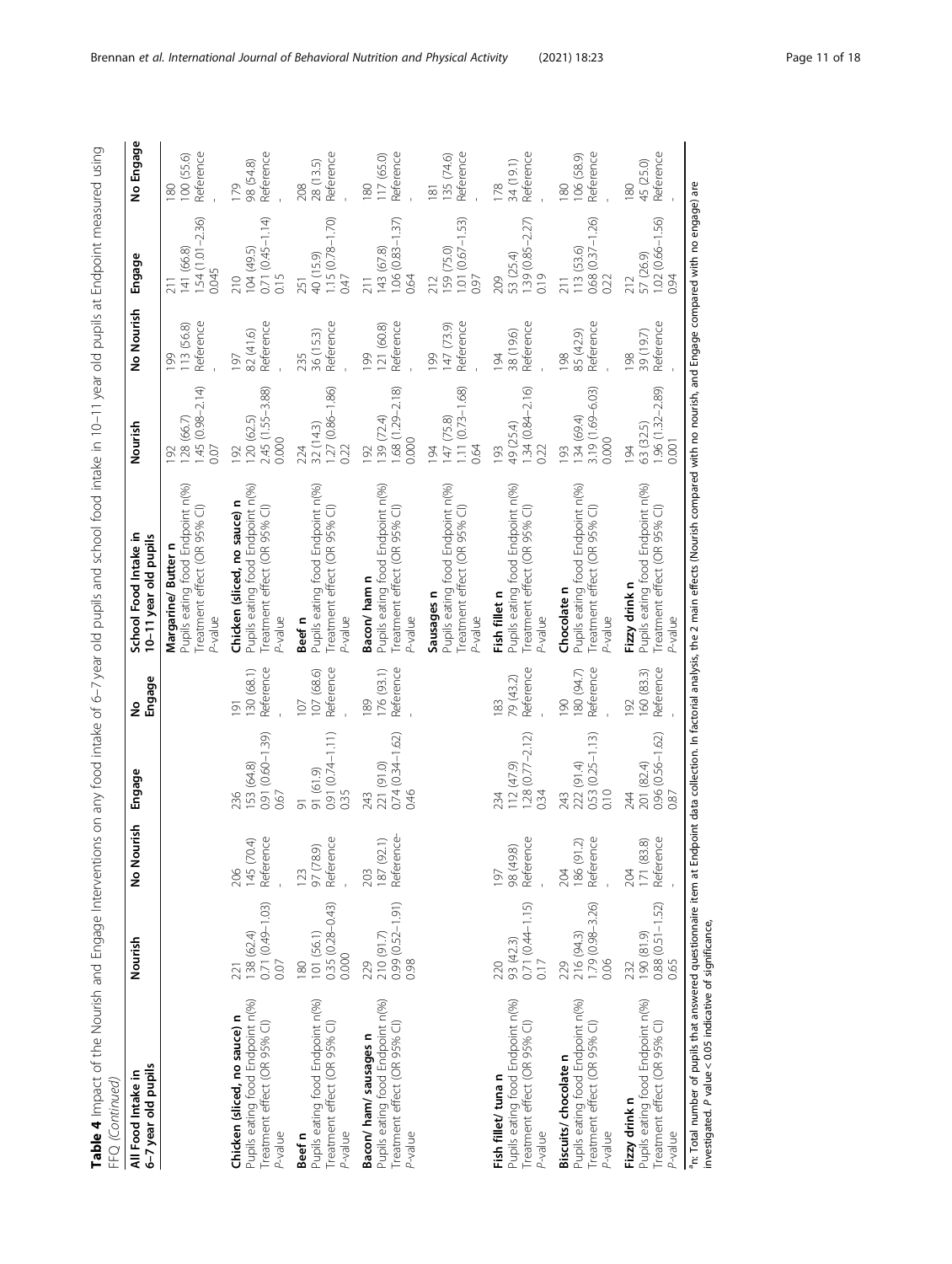**Table 4** Impact of the Nourish and Engage Interventions on any food intake of 6–7 year old pupils and school food intake in 10–11 year old pupils at Endpoint measured using FFQ *(Continued)*

| All Food Intake in 6–7 year old pupils | Nourish | No Nourish | Engage | No Engage | School Food Intake in 10–11 year old pupils | Nourish | No Nourish | Engage | No Engage |
|---|---|---|---|---|---|---|---|---|---|
| | | | | | **Margarine/ Butter n** | 192 | 199 | 211 | 180 |
| | | | | | Pupils eating food Endpoint n(%) | 128 (66.7) | 113 (56.8) | 141 (66.8) | 100 (55.6) |
| | | | | | Treatment effect (OR 95% CI) | 1.45 (0.98–2.14) | Reference | 1.54 (1.01–2.36) | Reference |
| | | | | | *P*-value | 0.07 | - | 0.045 | - |
| **Chicken (sliced, no sauce) n** | 221 | 206 | 236 | 191 | **Chicken (sliced, no sauce) n** | 192 | 197 | 210 | 179 |
| Pupils eating food Endpoint n(%) | 138 (62.4) | 145 (70.4) | 153 (64.8) | 130 (68.1) | Pupils eating food Endpoint n(%) | 120 (62.5) | 82 (41.6) | 104 (49.5) | 98 (54.8) |
| Treatment effect (OR 95% CI) | 0.71 (0.49–1.03) | Reference | 0.91 (0.60–1.39) | Reference | Treatment effect (OR 95% CI) | 2.45 (1.55–3.88) | Reference | 0.71 (0.45–1.14) | Reference |
| *P*-value | 0.07 | - | 0.67 | - | *P*-value | 0.000 | - | 0.15 | - |
| **Beef n** | 180 | 123 | 91 | 107 | **Beef n** | 224 | 235 | 251 | 208 |
| Pupils eating food Endpoint n(%) | 101 (56.1) | 97 (78.9) | 91 (61.9) | 107 (68.6) | Pupils eating food Endpoint n(%) | 32 (14.3) | 36 (15.3) | 40 (15.9) | 28 (13.5) |
| Treatment effect (OR 95% CI) | 0.35 (0.28–0.43) | Reference | 0.91 (0.74–1.11) | Reference | Treatment effect (OR 95% CI) | 1.27 (0.86–1.86) | Reference | 1.15 (0.78–1.70) | Reference |
| *P*-value | 0.000 | - | 0.35 | - | *P*-value | 0.22 | - | 0.47 | - |
| **Bacon/ ham/ sausages n** | 229 | 203 | 243 | 189 | **Bacon/ ham n** | 192 | 199 | 211 | 180 |
| Pupils eating food Endpoint n(%) | 210 (91.7) | 187 (92.1) | 221 (91.0) | 176 (93.1) | Pupils eating food Endpoint n(%) | 139 (72.4) | 121 (60.8) | 143 (67.8) | 117 (65.0) |
| Treatment effect (OR 95% CI) | 0.99 (0.52–1.91) | Reference- | 0.74 (0.34–1.62) | Reference | Treatment effect (OR 95% CI) | 1.68 (1.29–2.18) | Reference | 1.06 (0.83–1.37) | Reference |
| *P*-value | 0.98 | | 0.46 | - | *P*-value | 0.000 | - | 0.64 | - |
| | | | | | **Sausages n** | 194 | 199 | 212 | 181 |
| | | | | | Pupils eating food Endpoint n(%) | 147 (75.8) | 147 (73.9) | 159 (75.0) | 135 (74.6) |
| | | | | | Treatment effect (OR 95% CI) | 1.11 (0.73–1.68) | Reference | 1.01 (0.67–1.53) | Reference |
| | | | | | *P*-value | 0.64 | - | 0.97 | - |
| **Fish fillet/ tuna n** | 220 | 197 | 234 | 183 | **Fish fillet n** | 193 | 194 | 209 | 178 |
| Pupils eating food Endpoint n(%) | 93 (42.3) | 98 (49.8) | 112 (47.9) | 79 (43.2) | Pupils eating food Endpoint n(%) | 49 (25.4) | 38 (19.6) | 53 (25.4) | 34 (19.1) |
| Treatment effect (OR 95% CI) | 0.71 (0.44–1.15) | Reference | 1.28 (0.77–2.12) | Reference | Treatment effect (OR 95% CI) | 1.34 (0.84–2.16) | Reference | 1.39 (0.85–2.27) | Reference |
| *P*-value | 0.17 | - | 0.34 | - | *P*-value | 0.22 | - | 0.19 | - |
| **Biscuits/ chocolate n** | 229 | 204 | 243 | 190 | **Chocolate n** | 193 | 198 | 211 | 180 |
| Pupils eating food Endpoint n(%) | 216 (94.3) | 186 (91.2) | 222 (91.4) | 180 (94.7) | Pupils eating food Endpoint n(%) | 134 (69.4) | 85 (42.9) | 113 (53.6) | 106 (58.9) |
| Treatment effect (OR 95% CI) | 1.79 (0.98–3.26) | Reference | 0.53 (0.25–1.13) | Reference | Treatment effect (OR 95% CI) | 3.19 (1.69–6.03) | Reference | 0.68 (0.37–1.26) | Reference |
| *P*-value | 0.06 | - | 0.10 | - | *P*-value | 0.000 | - | 0.22 | - |
| **Fizzy drink n** | 232 | 204 | 244 | 192 | **Fizzy drink n** | 194 | 198 | 212 | 180 |
| Pupils eating food Endpoint n(%) | 190 (81.9) | 171 (83.8) | 201 (82.4) | 160 (83.3) | Pupils eating food Endpoint n(%) | 63 (32.5) | 39 (19.7) | 57 (26.9) | 45 (25.0) |
| Treatment effect (OR 95% CI) | 0.88 (0.51–1.52) | Reference | 0.96 (0.56–1.62) | Reference | Treatment effect (OR 95% CI) | 1.96 (1.32–2.89) | Reference | 1.02 (0.66–1.56) | Reference |
| *P*-value | 0.65 | - | 0.87 | - | *P*-value | 0.001 | - | 0.94 | - |

[a]n: Total number of pupils that answered questionnaire item at Endpoint data collection. In factorial analysis, the 2 main effects (Nourish compared with no nourish, and Engage compared with no engage) are investigated. *P* value < 0.05 indicative of significance.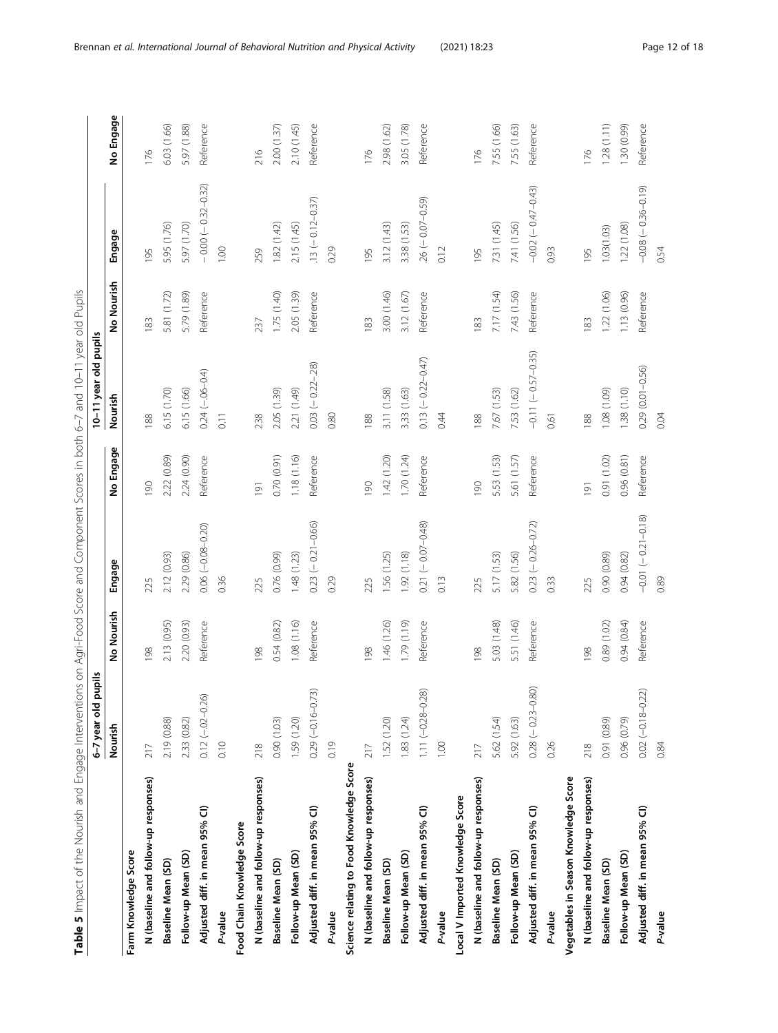**Table 5** Impact of the Nourish and Engage Interventions on Agri-Food Score and Component Scores in both 6–7 and 10–11 year old Pupils

| | 6–7 year old pupils | | | | 10–11 year old pupils | | | |
|---|---|---|---|---|---|---|---|---|
| | Nourish | No Nourish | Engage | No Engage | Nourish | No Nourish | Engage | No Engage |
| **Farm Knowledge Score** | | | | | | | | |
| N (baseline and follow-up responses) | 217 | 198 | 225 | 190 | 188 | 183 | 195 | 176 |
| Baseline Mean (SD) | 2.19 (0.88) | 2.13 (0.95) | 2.12 (0.93) | 2.22 (0.89) | 6.15 (1.70) | 5.81 (1.72) | 5.95 (1.76) | 6.03 (1.66) |
| Follow-up Mean (SD) | 2.33 (0.82) | 2.20 (0.93) | 2.29 (0.86) | 2.24 (0.90) | 6.15 (1.66) | 5.79 (1.89) | 5.97 (1.70) | 5.97 (1.88) |
| Adjusted diff. in mean 95% CI) | 0.12 (-.02–0.26) | Reference | 0.06 (−0.08–0.20) | Reference | 0.24 (-.06–0.4) | Reference | −0.00 (−0.32–0.32) | Reference |
| *P*-value | 0.10 | | 0.36 | | 0.11 | | 1.00 | |
| **Food Chain Knowledge Score** | | | | | | | | |
| N (baseline and follow-up responses) | 218 | 198 | 225 | 191 | 238 | 237 | 259 | 216 |
| Baseline Mean (SD) | 0.90 (1.03) | 0.54 (0.82) | 0.76 (0.99) | 0.70 (0.91) | 2.05 (1.39) | 1.75 (1.40) | 1.82 (1.42) | 2.00 (1.37) |
| Follow-up Mean (SD) | 1.59 (1.20) | 1.08 (1.16) | 1.48 (1.23) | 1.18 (1.16) | 2.21 (1.49) | 2.05 (1.39) | 2.15 (1.45) | 2.10 (1.45) |
| Adjusted diff. in mean 95% CI) | 0.29 (−0.16–0.73) | Reference | 0.23 (−0.21–0.66) | Reference | 0.03 (−0.22–.28) | Reference | .13 (−0.12–0.37) | Reference |
| *P*-value | 0.19 | | 0.29 | | 0.80 | | 0.29 | |
| **Science relating to Food Knowledge Score** | | | | | | | | |
| N (baseline and follow-up responses) | 217 | 198 | 225 | 190 | 188 | 183 | 195 | 176 |
| Baseline Mean (SD) | 1.52 (1.20) | 1.46 (1.26) | 1.56 (1.25) | 1.42 (1.20) | 3.11 (1.58) | 3.00 (1.46) | 3.12 (1.43) | 2.98 (1.62) |
| Follow-up Mean (SD) | 1.83 (1.24) | 1.79 (1.19) | 1.92 (1.18) | 1.70 (1.24) | 3.33 (1.63) | 3.12 (1.67) | 3.38 (1.53) | 3.05 (1.78) |
| Adjusted diff. in mean 95% CI) | 1.11 (−0.28–0.28) | Reference | 0.21 (−0.07–0.48) | Reference | 0.13 (−0.22–0.47) | Reference | .26 (−0.07–0.59) | Reference |
| *P*-value | 1.00 | | 0.13 | | 0.44 | | 0.12 | |
| **Local V Imported Knowledge Score** | | | | | | | | |
| N (baseline and follow-up responses) | 217 | 198 | 225 | 190 | 188 | 183 | 195 | 176 |
| Baseline Mean (SD) | 5.62 (1.54) | 5.03 (1.48) | 5.17 (1.53) | 5.53 (1.53) | 7.67 (1.53) | 7.17 (1.54) | 7.31 (1.45) | 7.55 (1.66) |
| Follow-up Mean (SD) | 5.92 (1.63) | 5.51 (1.46) | 5.82 (1.56) | 5.61 (1.57) | 7.53 (1.62) | 7.43 (1.56) | 7.41 (1.56) | 7.55 (1.63) |
| Adjusted diff. in mean 95% CI) | 0.28 (−0.23–0.80) | Reference | 0.23 (−0.26–0.72) | Reference | −0.11 (−0.57–0.35) | Reference | −0.02 (−0.47–0.43) | Reference |
| *P*-value | 0.26 | | 0.33 | | 0.61 | | 0.93 | |
| **Vegetables in Season Knowledge Score** | | | | | | | | |
| N (baseline and follow-up responses) | 218 | 198 | 225 | 191 | 188 | 183 | 195 | 176 |
| Baseline Mean (SD) | 0.91 (0.89) | 0.89 (1.02) | 0.90 (0.89) | 0.91 (1.02) | 1.08 (1.09) | 1.22 (1.06) | 1.03(1.03) | 1.28 (1.11) |
| Follow-up Mean (SD) | 0.96 (0.79) | 0.94 (0.84) | 0.94 (0.82) | 0.96 (0.81) | 1.38 (1.10) | 1.13 (0.96) | 1.22 (1.08) | 1.30 (0.99) |
| Adjusted diff. in mean 95% CI) | 0.02 (−0.18–0.22) | Reference | −0.01 (−0.21–0.18) | Reference | 0.29 (0.01–0.56) | Reference | −0.08 (−0.36–0.19) | Reference |
| *P*-value | 0.84 | | 0.89 | | 0.04 | | 0.54 | |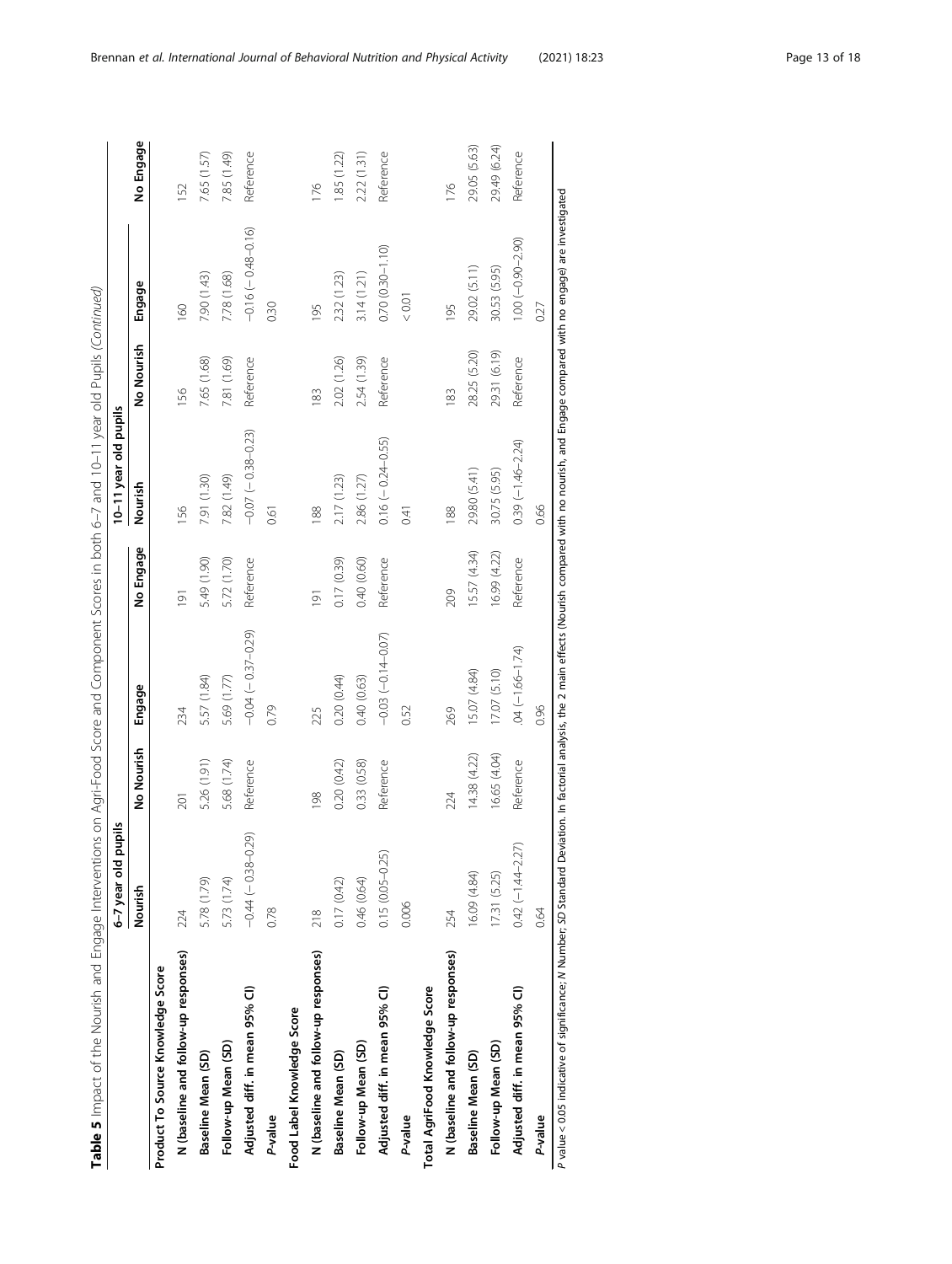**Table 5** Impact of the Nourish and Engage Interventions on Agri-Food Score and Component Scores in both 6–7 and 10–11 year old Pupils (*Continued*)

| | 6–7 year old pupils | | | | 10–11 year old pupils | | | |
|---|---|---|---|---|---|---|---|---|
| | Nourish | No Nourish | Engage | No Engage | Nourish | No Nourish | Engage | No Engage |
| **Product To Source Knowledge Score** | | | | | | | | |
| **N (baseline and follow-up responses)** | 224 | 201 | 234 | 191 | 156 | 156 | 160 | 152 |
| **Baseline Mean (SD)** | 5.78 (1.79) | 5.26 (1.91) | 5.57 (1.84) | 5.49 (1.90) | 7.91 (1.30) | 7.65 (1.68) | 7.90 (1.43) | 7.65 (1.57) |
| **Follow-up Mean (SD)** | 5.73 (1.74) | 5.68 (1.74) | 5.69 (1.77) | 5.72 (1.70) | 7.82 (1.49) | 7.81 (1.69) | 7.78 (1.68) | 7.85 (1.49) |
| **Adjusted diff. in mean 95% CI)** | −0.44 (− 0.38–0.29) | Reference | −0.04 (− 0.37–0.29) | Reference | −0.07 (− 0.38–0.23) | Reference | −0.16 (− 0.48–0.16) | Reference |
| ***P*-value** | 0.78 | | 0.79 | | 0.61 | | 0.30 | |
| **Food Label Knowledge Score** | | | | | | | | |
| **N (baseline and follow-up responses)** | 218 | 198 | 225 | 191 | 188 | 183 | 195 | 176 |
| **Baseline Mean (SD)** | 0.17 (0.42) | 0.20 (0.42) | 0.20 (0.44) | 0.17 (0.39) | 2.17 (1.23) | 2.02 (1.26) | 2.32 (1.23) | 1.85 (1.22) |
| **Follow-up Mean (SD)** | 0.46 (0.64) | 0.33 (0.58) | 0.40 (0.63) | 0.40 (0.60) | 2.86 (1.27) | 2.54 (1.39) | 3.14 (1.21) | 2.22 (1.31) |
| **Adjusted diff. in mean 95% CI)** | 0.15 (0.05–0.25) | Reference | −0.03 (−0.14–0.07) | Reference | 0.16 (− 0.24–0.55) | Reference | 0.70 (0.30–1.10) | Reference |
| ***P*-value** | 0.006 | | 0.52 | | 0.41 | | < 0.01 | |
| **Total AgriFood Knowledge Score** | | | | | | | | |
| **N (baseline and follow-up responses)** | 254 | 224 | 269 | 209 | 188 | 183 | 195 | 176 |
| **Baseline Mean (SD)** | 16.09 (4.84) | 14.38 (4.22) | 15.07 (4.84) | 15.57 (4.34) | 29.80 (5.41) | 28.25 (5.20) | 29.02 (5.11) | 29.05 (5.63) |
| **Follow-up Mean (SD)** | 17.31 (5.25) | 16.65 (4.04) | 17.07 (5.10) | 16.99 (4.22) | 30.75 (5.95) | 29.31 (6.19) | 30.53 (5.95) | 29.49 (6.24) |
| **Adjusted diff. in mean 95% CI)** | 0.42 (−1.44–2.27) | Reference | .04 (−1.66–1.74) | Reference | 0.39 (−1.46–2.24) | Reference | 1.00 (−0.90–2.90) | Reference |
| ***P*-value** | 0.64 | | 0.96 | | 0.66 | | 0.27 | |

*P* value < 0.05 indicative of significance; *N* Number; *SD* Standard Deviation. In factorial analysis, the 2 main effects (Nourish compared with no nourish, and Engage compared with no engage) are investigated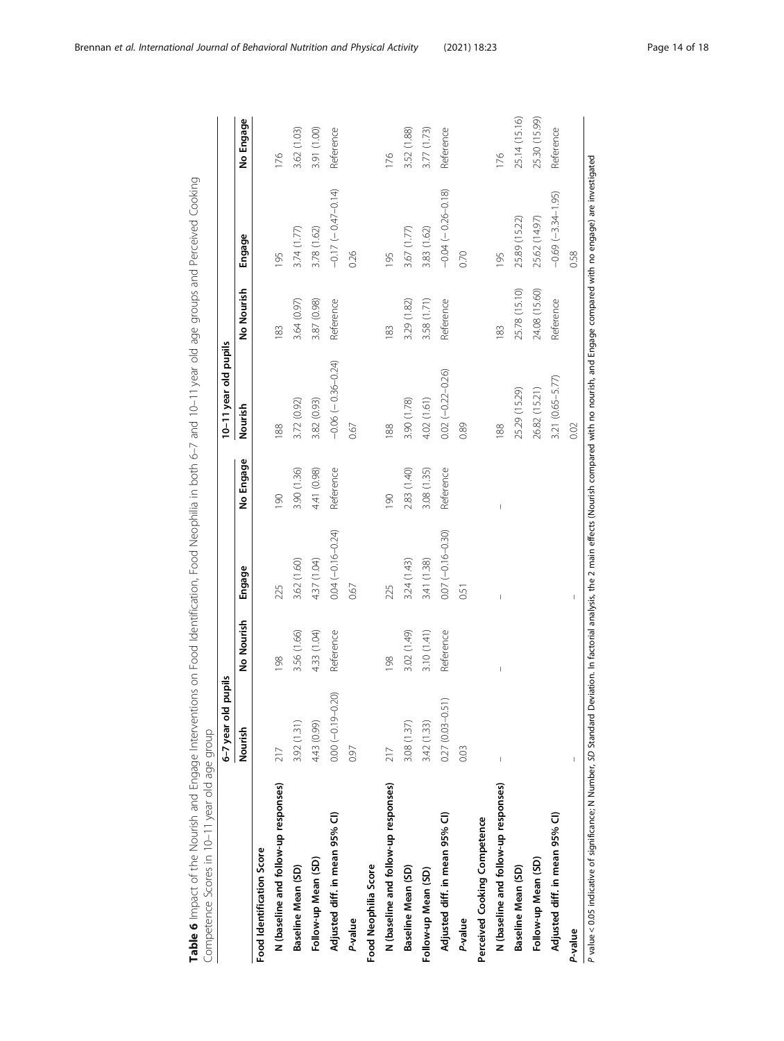**Table 6** Impact of the Nourish and Engage Interventions on Food Identification, Food Neophilia in both 6–7 and 10–11 year old age groups and Perceived Cooking Competence Scores in 10–11 year old age group

| | 6–7 year old pupils | | | | 10–11 year old pupils | | | |
|---|---|---|---|---|---|---|---|---|
| | Nourish | No Nourish | Engage | No Engage | Nourish | No Nourish | Engage | No Engage |
| **Food Identification Score** | | | | | | | | |
| **N (baseline and follow-up responses)** | 217 | 198 | 225 | 190 | 188 | 183 | 195 | 176 |
| **Baseline Mean (SD)** | 3.92 (1.31) | 3.56 (1.66) | 3.62 (1.60) | 3.90 (1.36) | 3.72 (0.92) | 3.64 (0.97) | 3.74 (1.77) | 3.62 (1.03) |
| **Follow-up Mean (SD)** | 4.43 (0.99) | 4.33 (1.04) | 4.37 (1.04) | 4.41 (0.98) | 3.82 (0.93) | 3.87 (0.98) | 3.78 (1.62) | 3.91 (1.00) |
| **Adjusted diff. in mean 95% CI)** | 0.00 (−0.19–0.20) | Reference | 0.04 (−0.16–0.24) | Reference | −0.06 (− 0.36–0.24) | Reference | −0.17 (− 0.47–0.14) | Reference |
| ***P*-value** | 0.97 | | 0.67 | | 0.67 | | 0.26 | |
| **Food Neophilia Score** | | | | | | | | |
| **N (baseline and follow-up responses)** | 217 | 198 | 225 | 190 | 188 | 183 | 195 | 176 |
| **Baseline Mean (SD)** | 3.08 (1.37) | 3.02 (1.49) | 3.24 (1.43) | 2.83 (1.40) | 3.90 (1.78) | 3.29 (1.82) | 3.67 (1.77) | 3.52 (1.88) |
| **Follow-up Mean (SD)** | 3.42 (1.33) | 3.10 (1.41) | 3.41 (1.38) | 3.08 (1.35) | 4.02 (1.61) | 3.58 (1.71) | 3.83 (1.62) | 3.77 (1.73) |
| **Adjusted diff. in mean 95% CI)** | 0.27 (0.03–0.51) | Reference | 0.07 (−0.16–0.30) | Reference | 0.02 (−0.22–0.26) | Reference | −0.04 (− 0.26–0.18) | Reference |
| ***P*-value** | 0.03 | | 0.51 | | 0.89 | | 0.70 | |
| **Perceived Cooking Competence** | | | | | | | | |
| **N (baseline and follow-up responses)** | – | – | – | – | 188 | 183 | 195 | 176 |
| **Baseline Mean (SD)** | | | | | 25.29 (15.29) | 25.78 (15.10) | 25.89 (15.22) | 25.14 (15.16) |
| **Follow-up Mean (SD)** | | | | | 26.82 (15.21) | 24.08 (15.60) | 25.62 (14.97) | 25.30 (15.99) |
| **Adjusted diff. in mean 95% CI)** | | | | | 3.21 (0.65–5.77) | Reference | −0.69 (− 3.34–1.95) | Reference |
| ***P*-value** | – | | – | | 0.02 | | 0.58 | |

*P* value < 0.05 indicative of significance; N Number, *SD* Standard Deviation. In factorial analysis, the 2 main effects (Nourish compared with no nourish, and Engage compared with no engage) are investigated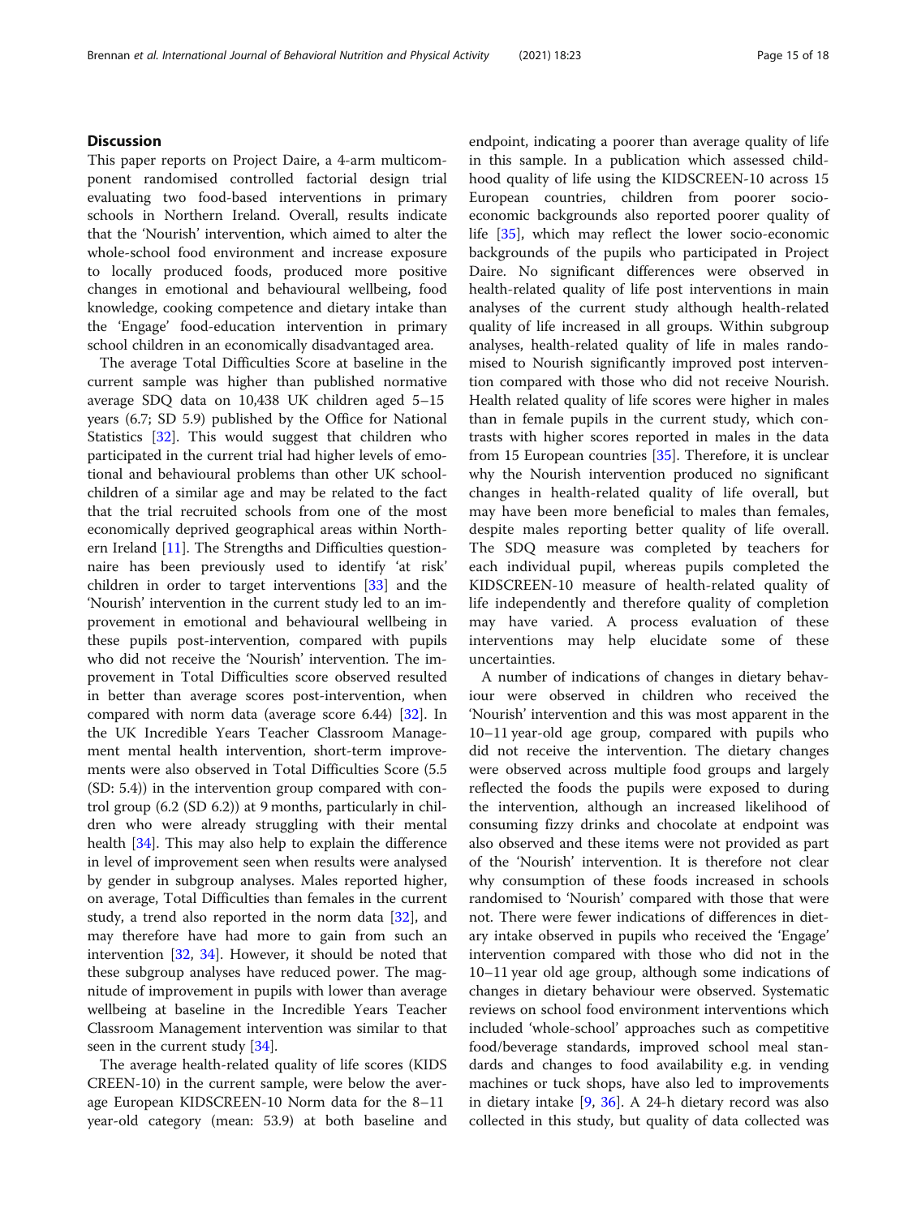## Discussion

This paper reports on Project Daire, a 4-arm multicomponent randomised controlled factorial design trial evaluating two food-based interventions in primary schools in Northern Ireland. Overall, results indicate that the 'Nourish' intervention, which aimed to alter the whole-school food environment and increase exposure to locally produced foods, produced more positive changes in emotional and behavioural wellbeing, food knowledge, cooking competence and dietary intake than the 'Engage' food-education intervention in primary school children in an economically disadvantaged area.

The average Total Difficulties Score at baseline in the current sample was higher than published normative average SDQ data on 10,438 UK children aged 5–15 years (6.7; SD 5.9) published by the Office for National Statistics [32]. This would suggest that children who participated in the current trial had higher levels of emotional and behavioural problems than other UK schoolchildren of a similar age and may be related to the fact that the trial recruited schools from one of the most economically deprived geographical areas within Northern Ireland [11]. The Strengths and Difficulties questionnaire has been previously used to identify 'at risk' children in order to target interventions [33] and the 'Nourish' intervention in the current study led to an improvement in emotional and behavioural wellbeing in these pupils post-intervention, compared with pupils who did not receive the 'Nourish' intervention. The improvement in Total Difficulties score observed resulted in better than average scores post-intervention, when compared with norm data (average score 6.44) [32]. In the UK Incredible Years Teacher Classroom Management mental health intervention, short-term improvements were also observed in Total Difficulties Score (5.5 (SD: 5.4)) in the intervention group compared with control group (6.2 (SD 6.2)) at 9 months, particularly in children who were already struggling with their mental health [34]. This may also help to explain the difference in level of improvement seen when results were analysed by gender in subgroup analyses. Males reported higher, on average, Total Difficulties than females in the current study, a trend also reported in the norm data [32], and may therefore have had more to gain from such an intervention [32, 34]. However, it should be noted that these subgroup analyses have reduced power. The magnitude of improvement in pupils with lower than average wellbeing at baseline in the Incredible Years Teacher Classroom Management intervention was similar to that seen in the current study [34].

The average health-related quality of life scores (KIDSCREEN-10) in the current sample, were below the average European KIDSCREEN-10 Norm data for the 8–11 year-old category (mean: 53.9) at both baseline and endpoint, indicating a poorer than average quality of life in this sample. In a publication which assessed childhood quality of life using the KIDSCREEN-10 across 15 European countries, children from poorer socio-economic backgrounds also reported poorer quality of life [35], which may reflect the lower socio-economic backgrounds of the pupils who participated in Project Daire. No significant differences were observed in health-related quality of life post interventions in main analyses of the current study although health-related quality of life increased in all groups. Within subgroup analyses, health-related quality of life in males randomised to Nourish significantly improved post intervention compared with those who did not receive Nourish. Health related quality of life scores were higher in males than in female pupils in the current study, which contrasts with higher scores reported in males in the data from 15 European countries [35]. Therefore, it is unclear why the Nourish intervention produced no significant changes in health-related quality of life overall, but may have been more beneficial to males than females, despite males reporting better quality of life overall. The SDQ measure was completed by teachers for each individual pupil, whereas pupils completed the KIDSCREEN-10 measure of health-related quality of life independently and therefore quality of completion may have varied. A process evaluation of these interventions may help elucidate some of these uncertainties.

A number of indications of changes in dietary behaviour were observed in children who received the 'Nourish' intervention and this was most apparent in the 10–11 year-old age group, compared with pupils who did not receive the intervention. The dietary changes were observed across multiple food groups and largely reflected the foods the pupils were exposed to during the intervention, although an increased likelihood of consuming fizzy drinks and chocolate at endpoint was also observed and these items were not provided as part of the 'Nourish' intervention. It is therefore not clear why consumption of these foods increased in schools randomised to 'Nourish' compared with those that were not. There were fewer indications of differences in dietary intake observed in pupils who received the 'Engage' intervention compared with those who did not in the 10–11 year old age group, although some indications of changes in dietary behaviour were observed. Systematic reviews on school food environment interventions which included 'whole-school' approaches such as competitive food/beverage standards, improved school meal standards and changes to food availability e.g. in vending machines or tuck shops, have also led to improvements in dietary intake [9, 36]. A 24-h dietary record was also collected in this study, but quality of data collected was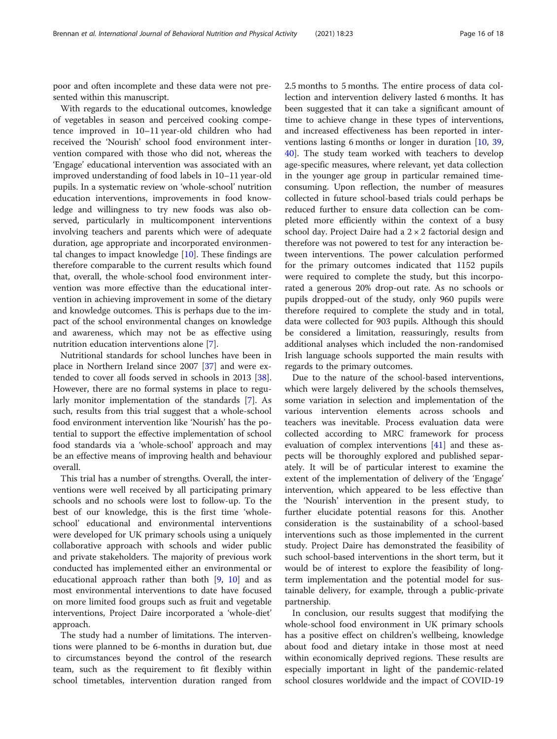poor and often incomplete and these data was not presented within this manuscript.

With regards to the educational outcomes, knowledge of vegetables in season and perceived cooking competence improved in 10–11 year-old children who had received the 'Nourish' school food environment intervention compared with those who did not, whereas the 'Engage' educational intervention was associated with an improved understanding of food labels in 10–11 year-old pupils. In a systematic review on 'whole-school' nutrition education interventions, improvements in food knowledge and willingness to try new foods was also observed, particularly in multicomponent interventions involving teachers and parents which were of adequate duration, age appropriate and incorporated environmental changes to impact knowledge [10]. These findings are therefore comparable to the current results which found that, overall, the whole-school food environment intervention was more effective than the educational intervention in achieving improvement in some of the dietary and knowledge outcomes. This is perhaps due to the impact of the school environmental changes on knowledge and awareness, which may not be as effective using nutrition education interventions alone [7].

Nutritional standards for school lunches have been in place in Northern Ireland since 2007 [37] and were extended to cover all foods served in schools in 2013 [38]. However, there are no formal systems in place to regularly monitor implementation of the standards [7]. As such, results from this trial suggest that a whole-school food environment intervention like 'Nourish' has the potential to support the effective implementation of school food standards via a 'whole-school' approach and may be an effective means of improving health and behaviour overall.

This trial has a number of strengths. Overall, the interventions were well received by all participating primary schools and no schools were lost to follow-up. To the best of our knowledge, this is the first time 'whole-school' educational and environmental interventions were developed for UK primary schools using a uniquely collaborative approach with schools and wider public and private stakeholders. The majority of previous work conducted has implemented either an environmental or educational approach rather than both [9, 10] and as most environmental interventions to date have focused on more limited food groups such as fruit and vegetable interventions, Project Daire incorporated a 'whole-diet' approach.

The study had a number of limitations. The interventions were planned to be 6-months in duration but, due to circumstances beyond the control of the research team, such as the requirement to fit flexibly within school timetables, intervention duration ranged from 2.5 months to 5 months. The entire process of data collection and intervention delivery lasted 6 months. It has been suggested that it can take a significant amount of time to achieve change in these types of interventions, and increased effectiveness has been reported in interventions lasting 6 months or longer in duration [10, 39, 40]. The study team worked with teachers to develop age-specific measures, where relevant, yet data collection in the younger age group in particular remained time-consuming. Upon reflection, the number of measures collected in future school-based trials could perhaps be reduced further to ensure data collection can be completed more efficiently within the context of a busy school day. Project Daire had a $2 \times 2$ factorial design and therefore was not powered to test for any interaction between interventions. The power calculation performed for the primary outcomes indicated that 1152 pupils were required to complete the study, but this incorporated a generous 20% drop-out rate. As no schools or pupils dropped-out of the study, only 960 pupils were therefore required to complete the study and in total, data were collected for 903 pupils. Although this should be considered a limitation, reassuringly, results from additional analyses which included the non-randomised Irish language schools supported the main results with regards to the primary outcomes.

Due to the nature of the school-based interventions, which were largely delivered by the schools themselves, some variation in selection and implementation of the various intervention elements across schools and teachers was inevitable. Process evaluation data were collected according to MRC framework for process evaluation of complex interventions [41] and these aspects will be thoroughly explored and published separately. It will be of particular interest to examine the extent of the implementation of delivery of the 'Engage' intervention, which appeared to be less effective than the 'Nourish' intervention in the present study, to further elucidate potential reasons for this. Another consideration is the sustainability of a school-based interventions such as those implemented in the current study. Project Daire has demonstrated the feasibility of such school-based interventions in the short term, but it would be of interest to explore the feasibility of long-term implementation and the potential model for sustainable delivery, for example, through a public-private partnership.

In conclusion, our results suggest that modifying the whole-school food environment in UK primary schools has a positive effect on children's wellbeing, knowledge about food and dietary intake in those most at need within economically deprived regions. These results are especially important in light of the pandemic-related school closures worldwide and the impact of COVID-19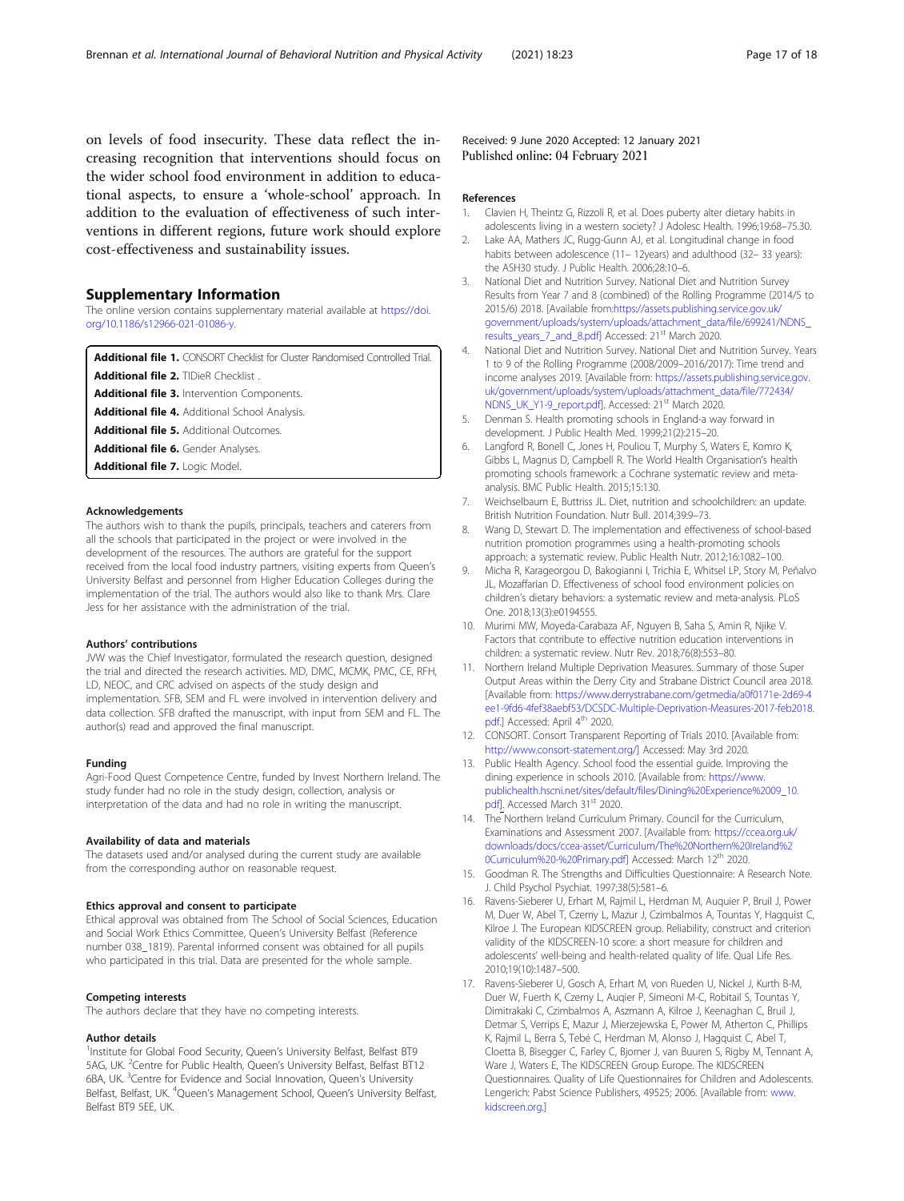on levels of food insecurity. These data reflect the increasing recognition that interventions should focus on the wider school food environment in addition to educational aspects, to ensure a 'whole-school' approach. In addition to the evaluation of effectiveness of such interventions in different regions, future work should explore cost-effectiveness and sustainability issues.

## Supplementary Information

The online version contains supplementary material available at https://doi.org/10.1186/s12966-021-01086-y.

**Additional file 1.** CONSORT Checklist for Cluster Randomised Controlled Trial.
**Additional file 2.** TIDieR Checklist .
**Additional file 3.** Intervention Components.
**Additional file 4.** Additional School Analysis.
**Additional file 5.** Additional Outcomes.
**Additional file 6.** Gender Analyses.
**Additional file 7.** Logic Model.

#### Acknowledgements

The authors wish to thank the pupils, principals, teachers and caterers from all the schools that participated in the project or were involved in the development of the resources. The authors are grateful for the support received from the local food industry partners, visiting experts from Queen's University Belfast and personnel from Higher Education Colleges during the implementation of the trial. The authors would also like to thank Mrs. Clare Jess for her assistance with the administration of the trial.

#### Authors' contributions

JVW was the Chief Investigator, formulated the research question, designed the trial and directed the research activities. MD, DMC, MCMK, PMC, CE, RFH, LD, NEOC, and CRC advised on aspects of the study design and implementation. SFB, SEM and FL were involved in intervention delivery and data collection. SFB drafted the manuscript, with input from SEM and FL. The author(s) read and approved the final manuscript.

#### Funding

Agri-Food Quest Competence Centre, funded by Invest Northern Ireland. The study funder had no role in the study design, collection, analysis or interpretation of the data and had no role in writing the manuscript.

#### Availability of data and materials

The datasets used and/or analysed during the current study are available from the corresponding author on reasonable request.

#### Ethics approval and consent to participate

Ethical approval was obtained from The School of Social Sciences, Education and Social Work Ethics Committee, Queen's University Belfast (Reference number 038_1819). Parental informed consent was obtained for all pupils who participated in this trial. Data are presented for the whole sample.

#### Competing interests

The authors declare that they have no competing interests.

#### Author details

[1]Institute for Global Food Security, Queen's University Belfast, Belfast BT9 5AG, UK. [2]Centre for Public Health, Queen's University Belfast, Belfast BT12 6BA, UK. [3]Centre for Evidence and Social Innovation, Queen's University Belfast, Belfast, UK. [4]Queen's Management School, Queen's University Belfast, Belfast BT9 5EE, UK.

Received: 9 June 2020 Accepted: 12 January 2021
Published online: 04 February 2021

#### References

1. Clavien H, Theintz G, Rizzoli R, et al. Does puberty alter dietary habits in adolescents living in a western society? J Adolesc Health. 1996;19:68–75.30.
2. Lake AA, Mathers JC, Rugg-Gunn AJ, et al. Longitudinal change in food habits between adolescence (11– 12years) and adulthood (32– 33 years): the ASH30 study. J Public Health. 2006;28:10–6.
3. National Diet and Nutrition Survey. National Diet and Nutrition Survey Results from Year 7 and 8 (combined) of the Rolling Programme (2014/5 to 2015/6) 2018. [Available from:https://assets.publishing.service.gov.uk/government/uploads/system/uploads/attachment_data/file/699241/NDNS_results_years_7_and_8.pdf] Accessed: 21st March 2020.
4. National Diet and Nutrition Survey. National Diet and Nutrition Survey. Years 1 to 9 of the Rolling Programme (2008/2009–2016/2017): Time trend and income analyses 2019. [Available from: https://assets.publishing.service.gov.uk/government/uploads/system/uploads/attachment_data/file/772434/NDNS_UK_Y1-9_report.pdf]. Accessed: 21st March 2020.
5. Denman S. Health promoting schools in England-a way forward in development. J Public Health Med. 1999;21(2):215–20.
6. Langford R, Bonell C, Jones H, Pouliou T, Murphy S, Waters E, Komro K, Gibbs L, Magnus D, Campbell R. The World Health Organisation's health promoting schools framework: a Cochrane systematic review and meta-analysis. BMC Public Health. 2015;15:130.
7. Weichselbaum E, Buttriss JL. Diet, nutrition and schoolchildren: an update. British Nutrition Foundation. Nutr Bull. 2014;39:9–73.
8. Wang D, Stewart D. The implementation and effectiveness of school-based nutrition promotion programmes using a health-promoting schools approach: a systematic review. Public Health Nutr. 2012;16:1082–100.
9. Micha R, Karageorgou D, Bakogianni I, Trichia E, Whitsel LP, Story M, Peñalvo JL, Mozaffarian D. Effectiveness of school food environment policies on children's dietary behaviors: a systematic review and meta-analysis. PLoS One. 2018;13(3):e0194555.
10. Murimi MW, Moyeda-Carabaza AF, Nguyen B, Saha S, Amin R, Njike V. Factors that contribute to effective nutrition education interventions in children: a systematic review. Nutr Rev. 2018;76(8):553–80.
11. Northern Ireland Multiple Deprivation Measures. Summary of those Super Output Areas within the Derry City and Strabane District Council area 2018. [Available from: https://www.derrystrabane.com/getmedia/a0f0171e-2d69-4ee1-9fd6-4fef38aebf53/DCSDC-Multiple-Deprivation-Measures-2017-feb2018.pdf.] Accessed: April 4th 2020.
12. CONSORT. Consort Transparent Reporting of Trials 2010. [Available from: http://www.consort-statement.org/] Accessed: May 3rd 2020.
13. Public Health Agency. School food the essential guide. Improving the dining experience in schools 2010. [Available from: https://www.publichealth.hscni.net/sites/default/files/Dining%20Experience%2009_10.pdf]. Accessed March 31st 2020.
14. The Northern Ireland Curriculum Primary. Council for the Curriculum, Examinations and Assessment 2007. [Available from: https://ccea.org.uk/downloads/docs/ccea-asset/Curriculum/The%20Northern%20Ireland%20Curriculum%20-%20Primary.pdf] Accessed: March 12th 2020.
15. Goodman R. The Strengths and Difficulties Questionnaire: A Research Note. J. Child Psychol Psychiat. 1997;38(5):581–6.
16. Ravens-Sieberer U, Erhart M, Rajmil L, Herdman M, Auquier P, Bruil J, Power M, Duer W, Abel T, Czemy L, Mazur J, Czimbalmos A, Tountas Y, Hagquist C, Kilroe J. The European KIDSCREEN group. Reliability, construct and criterion validity of the KIDSCREEN-10 score: a short measure for children and adolescents' well-being and health-related quality of life. Qual Life Res. 2010;19(10):1487–500.
17. Ravens-Sieberer U, Gosch A, Erhart M, von Rueden U, Nickel J, Kurth B-M, Duer W, Fuerth K, Czemy L, Auqier P, Simeoni M-C, Robitail S, Tountas Y, Dimitrakaki C, Czimbalmos A, Aszmann A, Kilroe J, Keenaghan C, Bruil J, Detmar S, Verrips E, Mazur J, Mierzejewska E, Power M, Atherton C, Phillips K, Rajmil L, Berra S, Tebé C, Herdman M, Alonso J, Hagquist C, Abel T, Cloetta B, Bisegger C, Farley C, Bjorner J, van Buuren S, Rigby M, Tennant A, Ware J, Waters E, The KIDSCREEN Group Europe. The KIDSCREEN Questionnaires. Quality of Life Questionnaires for Children and Adolescents. Lengerich: Pabst Science Publishers, 49525; 2006. [Available from: www.kidscreen.org.]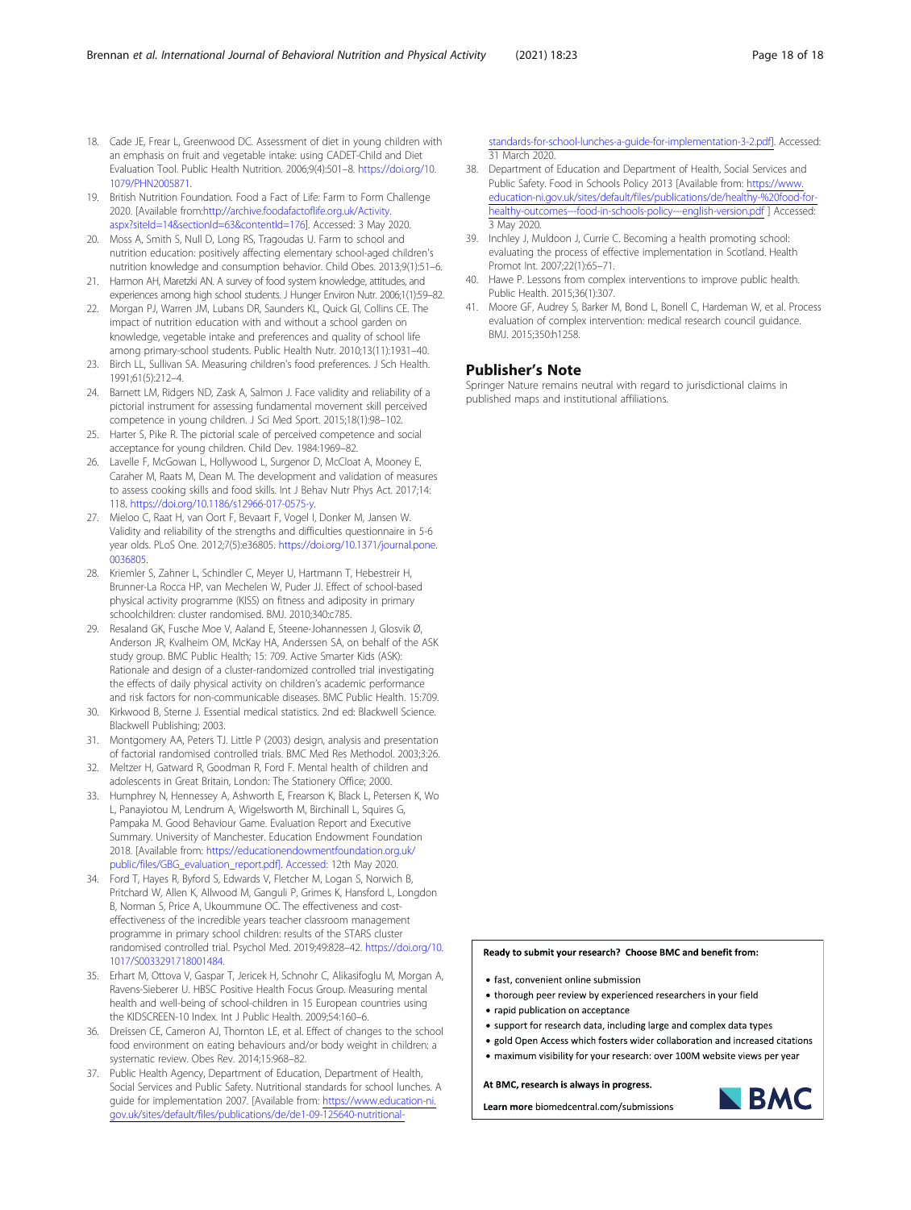18. Cade JE, Frear L, Greenwood DC. Assessment of diet in young children with an emphasis on fruit and vegetable intake: using CADET-Child and Diet Evaluation Tool. Public Health Nutrition. 2006;9(4):501–8. https://doi.org/10.1079/PHN2005871.
19. British Nutrition Foundation. Food a Fact of Life: Farm to Form Challenge 2020. [Available from:http://archive.foodafactoflife.org.uk/Activity.aspx?siteId=14&sectionId=63&contentId=176]. Accessed: 3 May 2020.
20. Moss A, Smith S, Null D, Long RS, Tragoudas U. Farm to school and nutrition education: positively affecting elementary school-aged children's nutrition knowledge and consumption behavior. Child Obes. 2013;9(1):51–6.
21. Harmon AH, Maretzki AN. A survey of food system knowledge, attitudes, and experiences among high school students. J Hunger Environ Nutr. 2006;1(1):59–82.
22. Morgan PJ, Warren JM, Lubans DR, Saunders KL, Quick GI, Collins CE. The impact of nutrition education with and without a school garden on knowledge, vegetable intake and preferences and quality of school life among primary-school students. Public Health Nutr. 2010;13(11):1931–40.
23. Birch LL, Sullivan SA. Measuring children's food preferences. J Sch Health. 1991;61(5):212–4.
24. Barnett LM, Ridgers ND, Zask A, Salmon J. Face validity and reliability of a pictorial instrument for assessing fundamental movement skill perceived competence in young children. J Sci Med Sport. 2015;18(1):98–102.
25. Harter S, Pike R. The pictorial scale of perceived competence and social acceptance for young children. Child Dev. 1984:1969–82.
26. Lavelle F, McGowan L, Hollywood L, Surgenor D, McCloat A, Mooney E, Caraher M, Raats M, Dean M. The development and validation of measures to assess cooking skills and food skills. Int J Behav Nutr Phys Act. 2017;14:118. https://doi.org/10.1186/s12966-017-0575-y.
27. Mieloo C, Raat H, van Oort F, Bevaart F, Vogel I, Donker M, Jansen W. Validity and reliability of the strengths and difficulties questionnaire in 5-6 year olds. PLoS One. 2012;7(5):e36805. https://doi.org/10.1371/journal.pone.0036805.
28. Kriemler S, Zahner L, Schindler C, Meyer U, Hartmann T, Hebestreit H, Brunner-La Rocca HP, van Mechelen W, Puder JJ. Effect of school-based physical activity programme (KISS) on fitness and adiposity in primary schoolchildren: cluster randomised. BMJ. 2010;340:c785.
29. Resaland GK, Fusche Moe V, Aaland E, Steene-Johannessen J, Glosvik Ø, Anderson JR, Kvalheim OM, McKay HA, Anderssen SA, on behalf of the ASK study group. BMC Public Health; 15: 709. Active Smarter Kids (ASK): Rationale and design of a cluster-randomized controlled trial investigating the effects of daily physical activity on children's academic performance and risk factors for non-communicable diseases. BMC Public Health. 15:709.
30. Kirkwood B, Sterne J. Essential medical statistics. 2nd ed: Blackwell Science. Blackwell Publishing; 2003.
31. Montgomery AA, Peters TJ. Little P (2003) design, analysis and presentation of factorial randomised controlled trials. BMC Med Res Methodol. 2003;3:26.
32. Meltzer H, Gatward R, Goodman R, Ford F. Mental health of children and adolescents in Great Britain, London: The Stationery Office; 2000.
33. Humphrey N, Hennessey A, Ashworth E, Frearson K, Black L, Petersen K, Wo L, Panayiotou M, Lendrum A, Wigelsworth M, Birchinall L, Squires G, Pampaka M. Good Behaviour Game. Evaluation Report and Executive Summary. University of Manchester. Education Endowment Foundation 2018. [Available from: https://educationendowmentfoundation.org.uk/public/files/GBG_evaluation_report.pdf]. Accessed: 12th May 2020.
34. Ford T, Hayes R, Byford S, Edwards V, Fletcher M, Logan S, Norwich B, Pritchard W, Allen K, Allwood M, Ganguli P, Grimes K, Hansford L, Longdon B, Norman S, Price A, Ukoummune OC. The effectiveness and cost-effectiveness of the incredible years teacher classroom management programme in primary school children: results of the STARS cluster randomised controlled trial. Psychol Med. 2019;49:828–42. https://doi.org/10.1017/S0033291718001484.
35. Erhart M, Ottova V, Gaspar T, Jericek H, Schnohr C, Alikasifoglu M, Morgan A, Ravens-Sieberer U. HBSC Positive Health Focus Group. Measuring mental health and well-being of school-children in 15 European countries using the KIDSCREEN-10 Index. Int J Public Health. 2009;54:160–6.
36. Dreissen CE, Cameron AJ, Thornton LE, et al. Effect of changes to the school food environment on eating behaviours and/or body weight in children: a systematic review. Obes Rev. 2014;15:968–82.
37. Public Health Agency, Department of Education, Department of Health, Social Services and Public Safety. Nutritional standards for school lunches. A guide for implementation 2007. [Available from: https://www.education-ni.gov.uk/sites/default/files/publications/de/de1-09-125640-nutritional-standards-for-school-lunches-a-guide-for-implementation-3-2.pdf]. Accessed: 31 March 2020.
38. Department of Education and Department of Health, Social Services and Public Safety. Food in Schools Policy 2013 [Available from: https://www.education-ni.gov.uk/sites/default/files/publications/de/healthy-%20food-for-healthy-outcomes---food-in-schools-policy---english-version.pdf ] Accessed: 3 May 2020.
39. Inchley J, Muldoon J, Currie C. Becoming a health promoting school: evaluating the process of effective implementation in Scotland. Health Promot Int. 2007;22(1):65–71.
40. Hawe P. Lessons from complex interventions to improve public health. Public Health. 2015;36(1):307.
41. Moore GF, Audrey S, Barker M, Bond L, Bonell C, Hardeman W, et al. Process evaluation of complex intervention: medical research council guidance. BMJ. 2015;350:h1258.

## Publisher's Note

Springer Nature remains neutral with regard to jurisdictional claims in published maps and institutional affiliations.

**Ready to submit your research? Choose BMC and benefit from:**

- fast, convenient online submission
- thorough peer review by experienced researchers in your field
- rapid publication on acceptance
- support for research data, including large and complex data types
- gold Open Access which fosters wider collaboration and increased citations
- maximum visibility for your research: over 100M website views per year

**At BMC, research is always in progress.**

**Learn more** biomedcentral.com/submissions